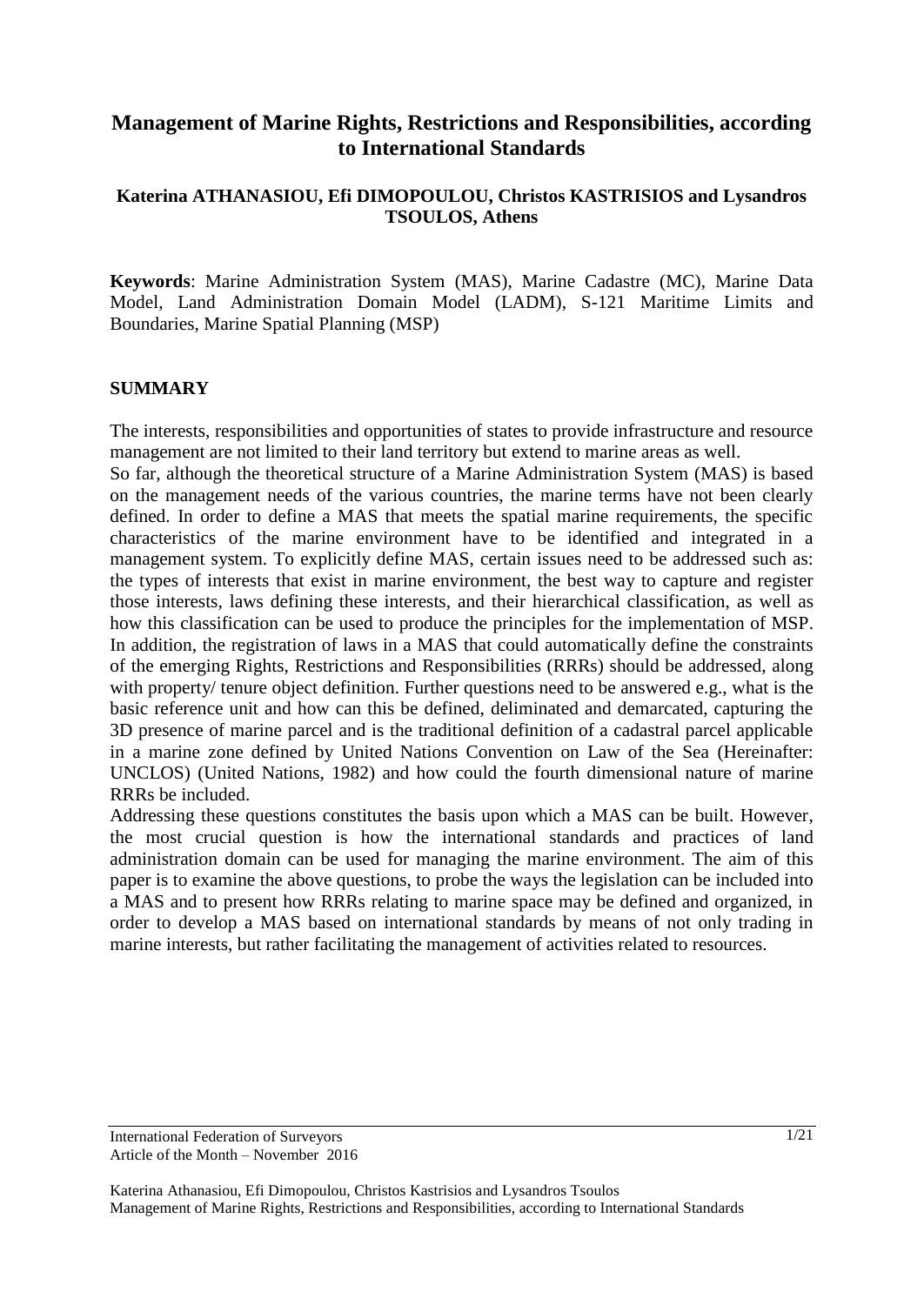# Management of Marine Rights, Restrictions and Responsibilities, according to International Standards

**Katerina ATHANASIOU, Efi DIMOPOULOU, Christos KASTRISIOS and Lysandros TSOULOS, Athens**

**Keywords**: Marine Administration System (MAS), Marine Cadastre (MC), Marine Data Model, Land Administration Domain Model (LADM), S-121 Maritime Limits and Boundaries, Marine Spatial Planning (MSP)

## SUMMARY

The interests, responsibilities and opportunities of states to provide infrastructure and resource management are not limited to their land territory but extend to marine areas as well.

So far, although the theoretical structure of a Marine Administration System (MAS) is based on the management needs of the various countries, the marine terms have not been clearly defined. In order to define a MAS that meets the spatial marine requirements, the specific characteristics of the marine environment have to be identified and integrated in a management system. To explicitly define MAS, certain issues need to be addressed such as: the types of interests that exist in marine environment, the best way to capture and register those interests, laws defining these interests, and their hierarchical classification, as well as how this classification can be used to produce the principles for the implementation of MSP. In addition, the registration of laws in a MAS that could automatically define the constraints of the emerging Rights, Restrictions and Responsibilities (RRRs) should be addressed, along with property/ tenure object definition. Further questions need to be answered e.g., what is the basic reference unit and how can this be defined, deliminated and demarcated, capturing the 3D presence of marine parcel and is the traditional definition of a cadastral parcel applicable in a marine zone defined by United Nations Convention on Law of the Sea (Hereinafter: UNCLOS) (United Nations, 1982) and how could the fourth dimensional nature of marine RRRs be included.

Addressing these questions constitutes the basis upon which a MAS can be built. However, the most crucial question is how the international standards and practices of land administration domain can be used for managing the marine environment. The aim of this paper is to examine the above questions, to probe the ways the legislation can be included into a MAS and to present how RRRs relating to marine space may be defined and organized, in order to develop a MAS based on international standards by means of not only trading in marine interests, but rather facilitating the management of activities related to resources.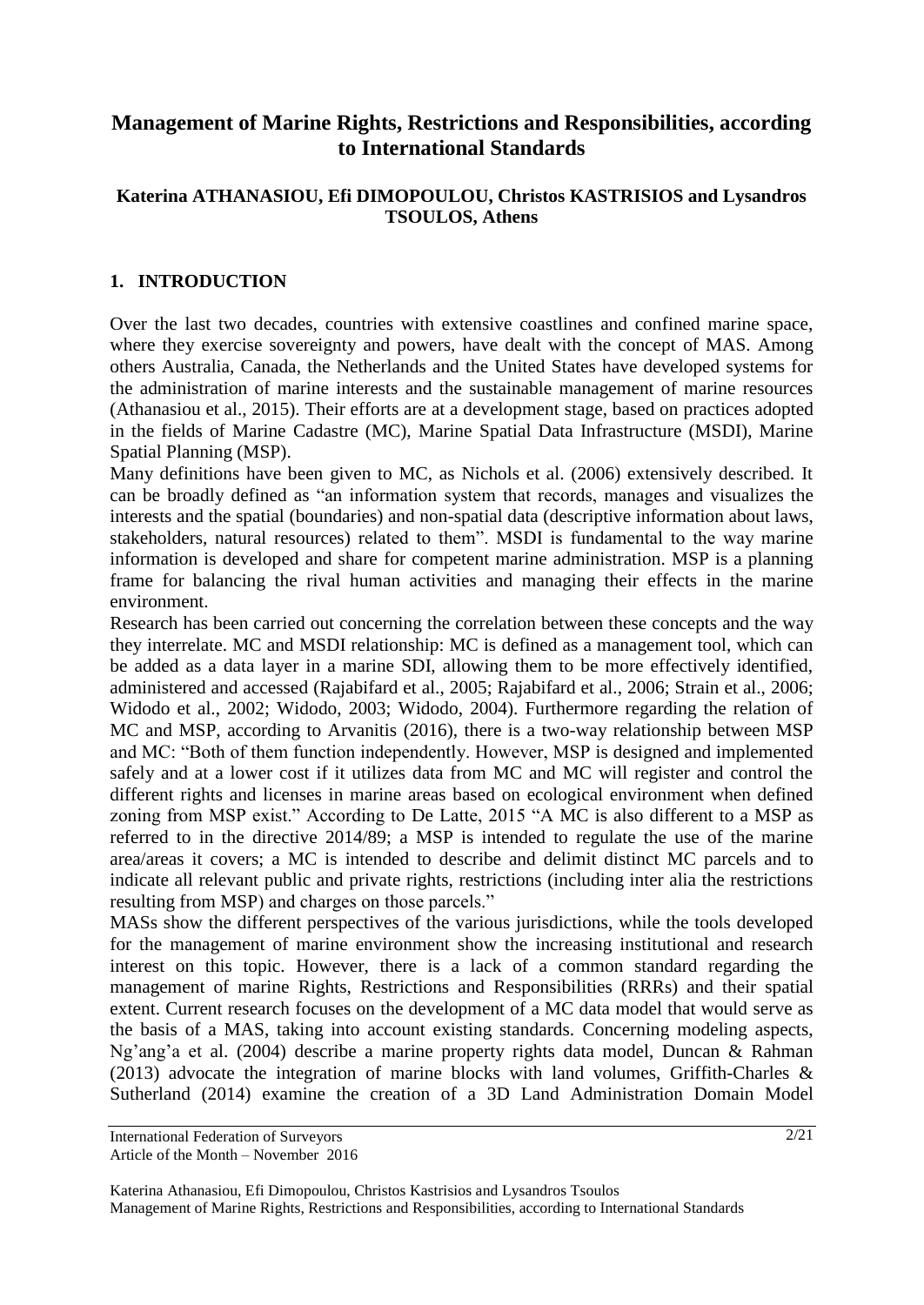# Management of Marine Rights, Restrictions and Responsibilities, according to International Standards

**Katerina ATHANASIOU, Efi DIMOPOULOU, Christos KASTRISIOS and Lysandros TSOULOS, Athens**

## 1. INTRODUCTION

Over the last two decades, countries with extensive coastlines and confined marine space, where they exercise sovereignty and powers, have dealt with the concept of MAS. Among others Australia, Canada, the Netherlands and the United States have developed systems for the administration of marine interests and the sustainable management of marine resources (Athanasiou et al., 2015). Their efforts are at a development stage, based on practices adopted in the fields of Marine Cadastre (MC), Marine Spatial Data Infrastructure (MSDI), Marine Spatial Planning (MSP).

Many definitions have been given to MC, as Nichols et al. (2006) extensively described. It can be broadly defined as "an information system that records, manages and visualizes the interests and the spatial (boundaries) and non-spatial data (descriptive information about laws, stakeholders, natural resources) related to them". MSDI is fundamental to the way marine information is developed and share for competent marine administration. MSP is a planning frame for balancing the rival human activities and managing their effects in the marine environment.

Research has been carried out concerning the correlation between these concepts and the way they interrelate. MC and MSDI relationship: MC is defined as a management tool, which can be added as a data layer in a marine SDI, allowing them to be more effectively identified, administered and accessed (Rajabifard et al., 2005; Rajabifard et al., 2006; Strain et al., 2006; Widodo et al., 2002; Widodo, 2003; Widodo, 2004). Furthermore regarding the relation of MC and MSP, according to Arvanitis (2016), there is a two-way relationship between MSP and MC: "Both of them function independently. However, MSP is designed and implemented safely and at a lower cost if it utilizes data from MC and MC will register and control the different rights and licenses in marine areas based on ecological environment when defined zoning from MSP exist." According to De Latte, 2015 "A MC is also different to a MSP as referred to in the directive 2014/89; a MSP is intended to regulate the use of the marine area/areas it covers; a MC is intended to describe and delimit distinct MC parcels and to indicate all relevant public and private rights, restrictions (including inter alia the restrictions resulting from MSP) and charges on those parcels."

MASs show the different perspectives of the various jurisdictions, while the tools developed for the management of marine environment show the increasing institutional and research interest on this topic. However, there is a lack of a common standard regarding the management of marine Rights, Restrictions and Responsibilities (RRRs) and their spatial extent. Current research focuses on the development of a MC data model that would serve as the basis of a MAS, taking into account existing standards. Concerning modeling aspects, Ng'ang'a et al. (2004) describe a marine property rights data model, Duncan & Rahman (2013) advocate the integration of marine blocks with land volumes, Griffith-Charles & Sutherland (2014) examine the creation of a 3D Land Administration Domain Model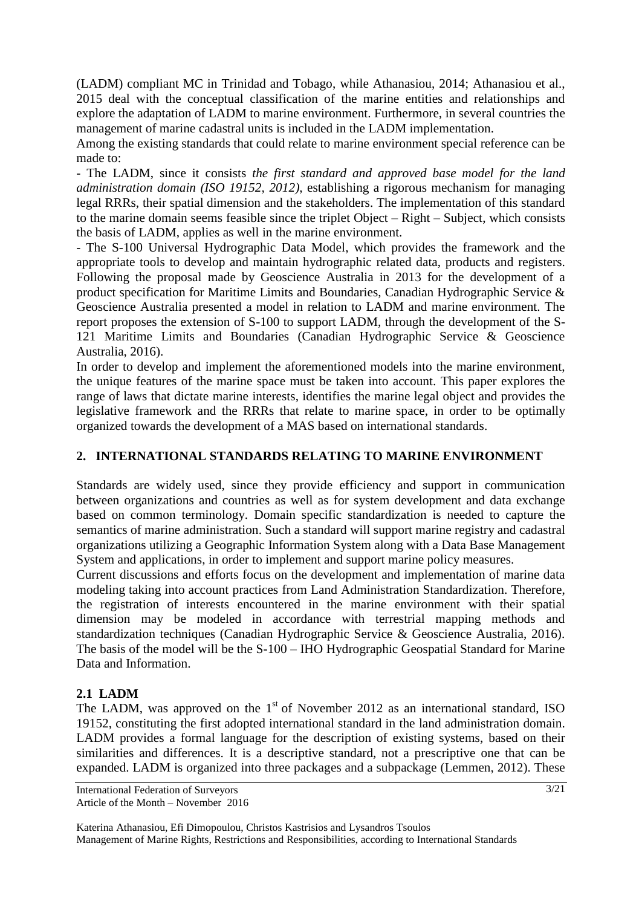(LADM) compliant MC in Trinidad and Tobago, while Athanasiou, 2014; Athanasiou et al., 2015 deal with the conceptual classification of the marine entities and relationships and explore the adaptation of LADM to marine environment. Furthermore, in several countries the management of marine cadastral units is included in the LADM implementation.

Among the existing standards that could relate to marine environment special reference can be made to:

- The LADM, since it consists *the first standard and approved base model for the land administration domain (ISO 19152, 2012)*, establishing a rigorous mechanism for managing legal RRRs, their spatial dimension and the stakeholders. The implementation of this standard to the marine domain seems feasible since the triplet Object – Right – Subject, which consists the basis of LADM, applies as well in the marine environment.
- The S-100 Universal Hydrographic Data Model, which provides the framework and the appropriate tools to develop and maintain hydrographic related data, products and registers. Following the proposal made by Geoscience Australia in 2013 for the development of a product specification for Maritime Limits and Boundaries, Canadian Hydrographic Service & Geoscience Australia presented a model in relation to LADM and marine environment. The report proposes the extension of S-100 to support LADM, through the development of the S-121 Maritime Limits and Boundaries (Canadian Hydrographic Service & Geoscience Australia, 2016).

In order to develop and implement the aforementioned models into the marine environment, the unique features of the marine space must be taken into account. This paper explores the range of laws that dictate marine interests, identifies the marine legal object and provides the legislative framework and the RRRs that relate to marine space, in order to be optimally organized towards the development of a MAS based on international standards.

## 2. INTERNATIONAL STANDARDS RELATING TO MARINE ENVIRONMENT

Standards are widely used, since they provide efficiency and support in communication between organizations and countries as well as for system development and data exchange based on common terminology. Domain specific standardization is needed to capture the semantics of marine administration. Such a standard will support marine registry and cadastral organizations utilizing a Geographic Information System along with a Data Base Management System and applications, in order to implement and support marine policy measures.

Current discussions and efforts focus on the development and implementation of marine data modeling taking into account practices from Land Administration Standardization. Therefore, the registration of interests encountered in the marine environment with their spatial dimension may be modeled in accordance with terrestrial mapping methods and standardization techniques (Canadian Hydrographic Service & Geoscience Australia, 2016). The basis of the model will be the S-100 – IHO Hydrographic Geospatial Standard for Marine Data and Information.

### 2.1 LADM

The LADM, was approved on the 1st of November 2012 as an international standard, ISO 19152, constituting the first adopted international standard in the land administration domain. LADM provides a formal language for the description of existing systems, based on their similarities and differences. It is a descriptive standard, not a prescriptive one that can be expanded. LADM is organized into three packages and a subpackage (Lemmen, 2012). These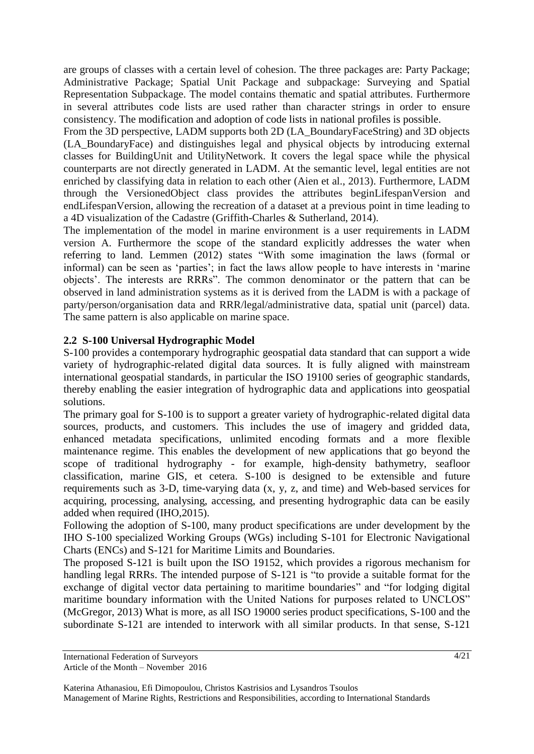are groups of classes with a certain level of cohesion. The three packages are: Party Package; Administrative Package; Spatial Unit Package and subpackage: Surveying and Spatial Representation Subpackage. The model contains thematic and spatial attributes. Furthermore in several attributes code lists are used rather than character strings in order to ensure consistency. The modification and adoption of code lists in national profiles is possible.

From the 3D perspective, LADM supports both 2D (LA_BoundaryFaceString) and 3D objects (LA_BoundaryFace) and distinguishes legal and physical objects by introducing external classes for BuildingUnit and UtilityNetwork. It covers the legal space while the physical counterparts are not directly generated in LADM. At the semantic level, legal entities are not enriched by classifying data in relation to each other (Aien et al., 2013). Furthermore, LADM through the VersionedObject class provides the attributes beginLifespanVersion and endLifespanVersion, allowing the recreation of a dataset at a previous point in time leading to a 4D visualization of the Cadastre (Griffith-Charles & Sutherland, 2014).

The implementation of the model in marine environment is a user requirements in LADM version A. Furthermore the scope of the standard explicitly addresses the water when referring to land. Lemmen (2012) states "With some imagination the laws (formal or informal) can be seen as 'parties'; in fact the laws allow people to have interests in 'marine objects'. The interests are RRRs". The common denominator or the pattern that can be observed in land administration systems as it is derived from the LADM is with a package of party/person/organisation data and RRR/legal/administrative data, spatial unit (parcel) data. The same pattern is also applicable on marine space.

## 2.2 S-100 Universal Hydrographic Model

S-100 provides a contemporary hydrographic geospatial data standard that can support a wide variety of hydrographic-related digital data sources. It is fully aligned with mainstream international geospatial standards, in particular the ISO 19100 series of geographic standards, thereby enabling the easier integration of hydrographic data and applications into geospatial solutions.

The primary goal for S-100 is to support a greater variety of hydrographic-related digital data sources, products, and customers. This includes the use of imagery and gridded data, enhanced metadata specifications, unlimited encoding formats and a more flexible maintenance regime. This enables the development of new applications that go beyond the scope of traditional hydrography - for example, high-density bathymetry, seafloor classification, marine GIS, et cetera. S-100 is designed to be extensible and future requirements such as 3-D, time-varying data (x, y, z, and time) and Web-based services for acquiring, processing, analysing, accessing, and presenting hydrographic data can be easily added when required (IHO,2015).

Following the adoption of S-100, many product specifications are under development by the IHO S-100 specialized Working Groups (WGs) including S-101 for Electronic Navigational Charts (ENCs) and S-121 for Maritime Limits and Boundaries.

The proposed S-121 is built upon the ISO 19152, which provides a rigorous mechanism for handling legal RRRs. The intended purpose of S-121 is "to provide a suitable format for the exchange of digital vector data pertaining to maritime boundaries" and "for lodging digital maritime boundary information with the United Nations for purposes related to UNCLOS" (McGregor, 2013) What is more, as all ISO 19000 series product specifications, S-100 and the subordinate S-121 are intended to interwork with all similar products. In that sense, S-121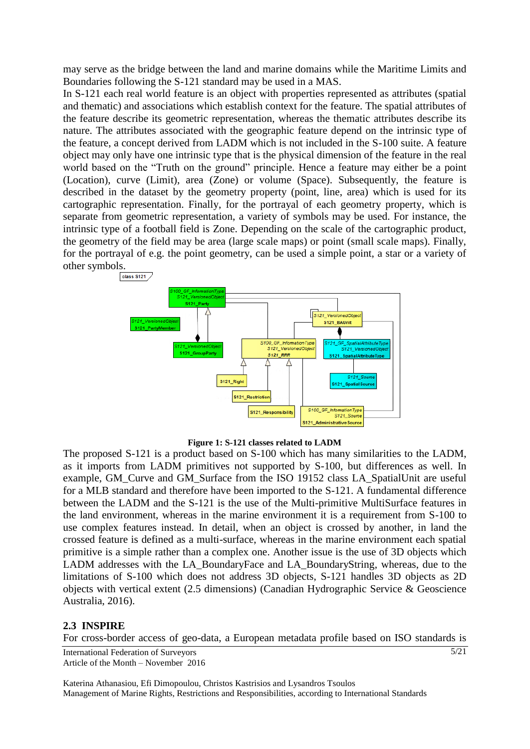may serve as the bridge between the land and marine domains while the Maritime Limits and Boundaries following the S-121 standard may be used in a MAS.
In S-121 each real world feature is an object with properties represented as attributes (spatial and thematic) and associations which establish context for the feature. The spatial attributes of the feature describe its geometric representation, whereas the thematic attributes describe its nature. The attributes associated with the geographic feature depend on the intrinsic type of the feature, a concept derived from LADM which is not included in the S-100 suite. A feature object may only have one intrinsic type that is the physical dimension of the feature in the real world based on the "Truth on the ground" principle. Hence a feature may either be a point (Location), curve (Limit), area (Zone) or volume (Space). Subsequently, the feature is described in the dataset by the geometry property (point, line, area) which is used for its cartographic representation. Finally, for the portrayal of each geometry property, which is separate from geometric representation, a variety of symbols may be used. For instance, the intrinsic type of a football field is Zone. Depending on the scale of the cartographic product, the geometry of the field may be area (large scale maps) or point (small scale maps). Finally, for the portrayal of e.g. the point geometry, can be used a simple point, a star or a variety of other symbols.

**Figure 1: S-121 classes related to LADM**

The proposed S-121 is a product based on S-100 which has many similarities to the LADM, as it imports from LADM primitives not supported by S-100, but differences as well. In example, GM_Curve and GM_Surface from the ISO 19152 class LA_SpatialUnit are useful for a MLB standard and therefore have been imported to the S-121. A fundamental difference between the LADM and the S-121 is the use of the Multi-primitive MultiSurface features in the land environment, whereas in the marine environment it is a requirement from S-100 to use complex features instead. In detail, when an object is crossed by another, in land the crossed feature is defined as a multi-surface, whereas in the marine environment each spatial primitive is a simple rather than a complex one. Another issue is the use of 3D objects which LADM addresses with the LA_BoundaryFace and LA_BoundaryString, whereas, due to the limitations of S-100 which does not address 3D objects, S-121 handles 3D objects as 2D objects with vertical extent (2.5 dimensions) (Canadian Hydrographic Service & Geoscience Australia, 2016).

## 2.3 INSPIRE

For cross-border access of geo-data, a European metadata profile based on ISO standards is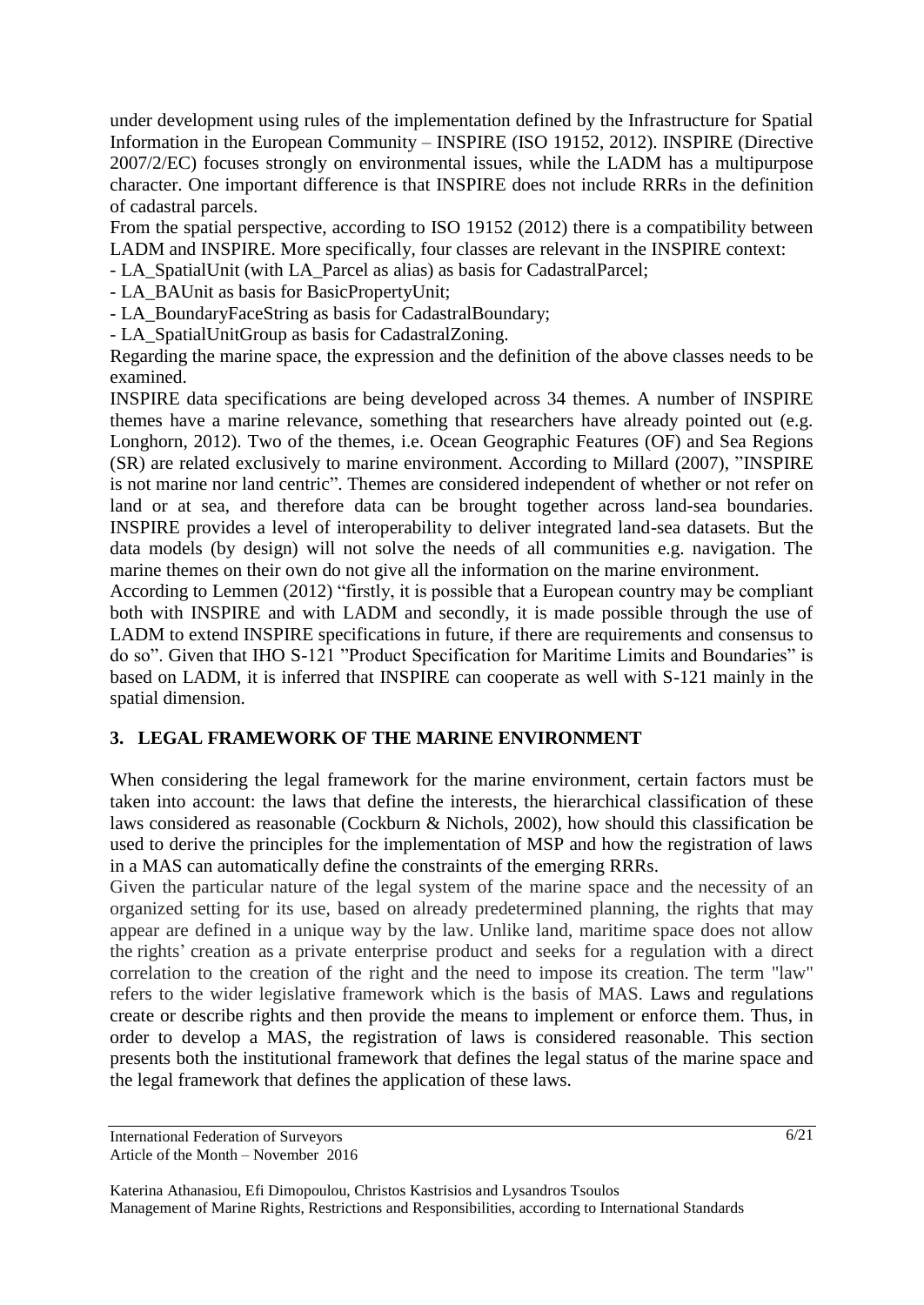under development using rules of the implementation defined by the Infrastructure for Spatial Information in the European Community – INSPIRE (ISO 19152, 2012). INSPIRE (Directive 2007/2/EC) focuses strongly on environmental issues, while the LADM has a multipurpose character. One important difference is that INSPIRE does not include RRRs in the definition of cadastral parcels.

From the spatial perspective, according to ISO 19152 (2012) there is a compatibility between LADM and INSPIRE. More specifically, four classes are relevant in the INSPIRE context:

- LA_SpatialUnit (with LA_Parcel as alias) as basis for CadastralParcel;
- LA_BAUnit as basis for BasicPropertyUnit;
- LA_BoundaryFaceString as basis for CadastralBoundary;
- LA_SpatialUnitGroup as basis for CadastralZoning.

Regarding the marine space, the expression and the definition of the above classes needs to be examined.

INSPIRE data specifications are being developed across 34 themes. A number of INSPIRE themes have a marine relevance, something that researchers have already pointed out (e.g. Longhorn, 2012). Two of the themes, i.e. Ocean Geographic Features (OF) and Sea Regions (SR) are related exclusively to marine environment. According to Millard (2007), "INSPIRE is not marine nor land centric". Themes are considered independent of whether or not refer on land or at sea, and therefore data can be brought together across land-sea boundaries. INSPIRE provides a level of interoperability to deliver integrated land-sea datasets. But the data models (by design) will not solve the needs of all communities e.g. navigation. The marine themes on their own do not give all the information on the marine environment.

According to Lemmen (2012) "firstly, it is possible that a European country may be compliant both with INSPIRE and with LADM and secondly, it is made possible through the use of LADM to extend INSPIRE specifications in future, if there are requirements and consensus to do so". Given that IHO S-121 "Product Specification for Maritime Limits and Boundaries" is based on LADM, it is inferred that INSPIRE can cooperate as well with S-121 mainly in the spatial dimension.

## 3. LEGAL FRAMEWORK OF THE MARINE ENVIRONMENT

When considering the legal framework for the marine environment, certain factors must be taken into account: the laws that define the interests, the hierarchical classification of these laws considered as reasonable (Cockburn & Nichols, 2002), how should this classification be used to derive the principles for the implementation of MSP and how the registration of laws in a MAS can automatically define the constraints of the emerging RRRs.

Given the particular nature of the legal system of the marine space and the necessity of an organized setting for its use, based on already predetermined planning, the rights that may appear are defined in a unique way by the law. Unlike land, maritime space does not allow the rights' creation as a private enterprise product and seeks for a regulation with a direct correlation to the creation of the right and the need to impose its creation. The term "law" refers to the wider legislative framework which is the basis of MAS. Laws and regulations create or describe rights and then provide the means to implement or enforce them. Thus, in order to develop a MAS, the registration of laws is considered reasonable. This section presents both the institutional framework that defines the legal status of the marine space and the legal framework that defines the application of these laws.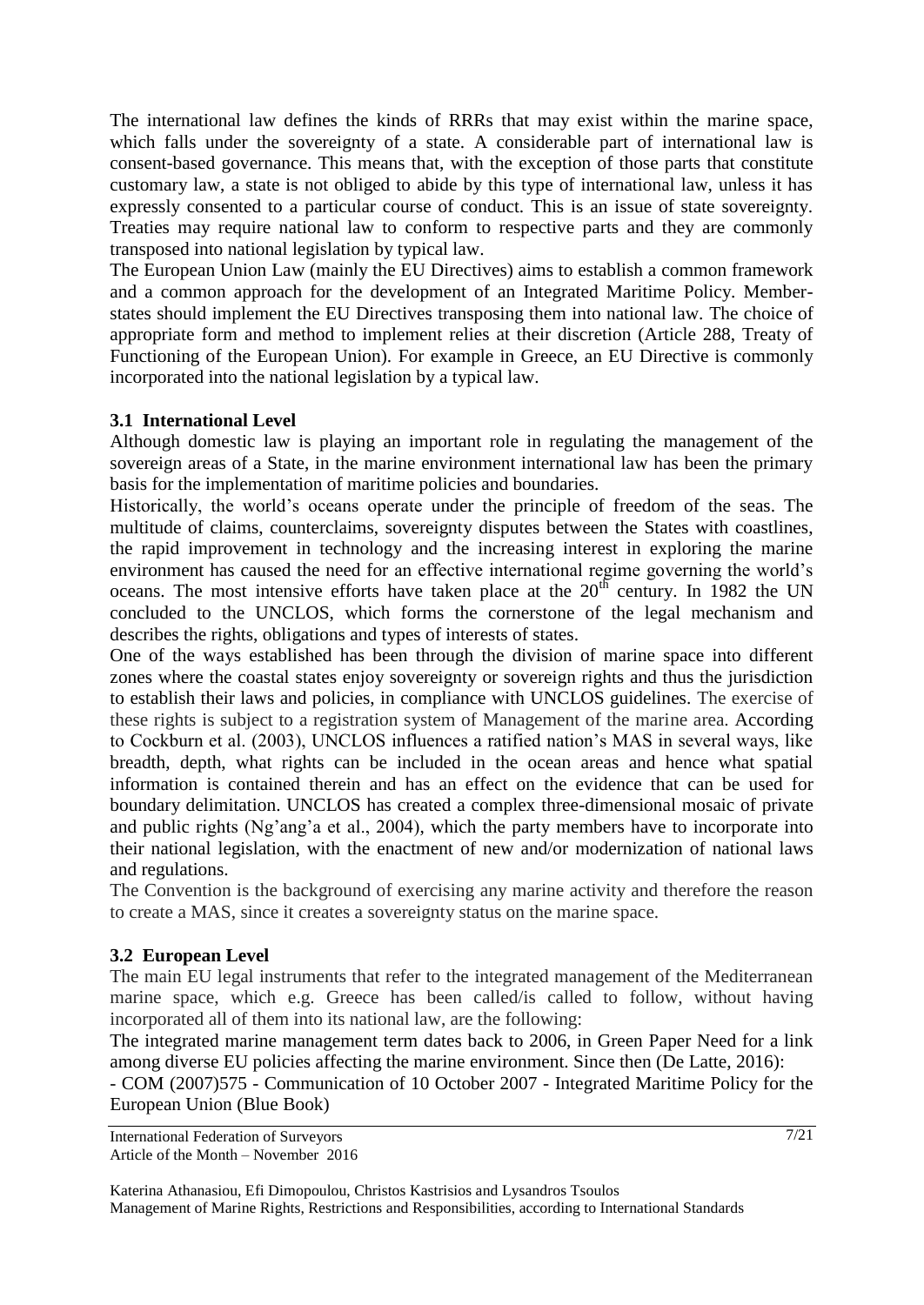The international law defines the kinds of RRRs that may exist within the marine space, which falls under the sovereignty of a state. A considerable part of international law is consent-based governance. This means that, with the exception of those parts that constitute customary law, a state is not obliged to abide by this type of international law, unless it has expressly consented to a particular course of conduct. This is an issue of state sovereignty. Treaties may require national law to conform to respective parts and they are commonly transposed into national legislation by typical law.

The European Union Law (mainly the EU Directives) aims to establish a common framework and a common approach for the development of an Integrated Maritime Policy. Member-states should implement the EU Directives transposing them into national law. The choice of appropriate form and method to implement relies at their discretion (Article 288, Treaty of Functioning of the European Union). For example in Greece, an EU Directive is commonly incorporated into the national legislation by a typical law.

### 3.1 International Level

Although domestic law is playing an important role in regulating the management of the sovereign areas of a State, in the marine environment international law has been the primary basis for the implementation of maritime policies and boundaries.

Historically, the world's oceans operate under the principle of freedom of the seas. The multitude of claims, counterclaims, sovereignty disputes between the States with coastlines, the rapid improvement in technology and the increasing interest in exploring the marine environment has caused the need for an effective international regime governing the world's oceans. The most intensive efforts have taken place at the 20th century. In 1982 the UN concluded to the UNCLOS, which forms the cornerstone of the legal mechanism and describes the rights, obligations and types of interests of states.

One of the ways established has been through the division of marine space into different zones where the coastal states enjoy sovereignty or sovereign rights and thus the jurisdiction to establish their laws and policies, in compliance with UNCLOS guidelines. The exercise of these rights is subject to a registration system of Management of the marine area. According to Cockburn et al. (2003), UNCLOS influences a ratified nation's MAS in several ways, like breadth, depth, what rights can be included in the ocean areas and hence what spatial information is contained therein and has an effect on the evidence that can be used for boundary delimitation. UNCLOS has created a complex three-dimensional mosaic of private and public rights (Ng'ang'a et al., 2004), which the party members have to incorporate into their national legislation, with the enactment of new and/or modernization of national laws and regulations.

The Convention is the background of exercising any marine activity and therefore the reason to create a MAS, since it creates a sovereignty status on the marine space.

### 3.2 European Level

The main EU legal instruments that refer to the integrated management of the Mediterranean marine space, which e.g. Greece has been called/is called to follow, without having incorporated all of them into its national law, are the following:

The integrated marine management term dates back to 2006, in Green Paper Need for a link among diverse EU policies affecting the marine environment. Since then (De Latte, 2016):

- COM (2007)575 - Communication of 10 October 2007 - Integrated Maritime Policy for the European Union (Blue Book)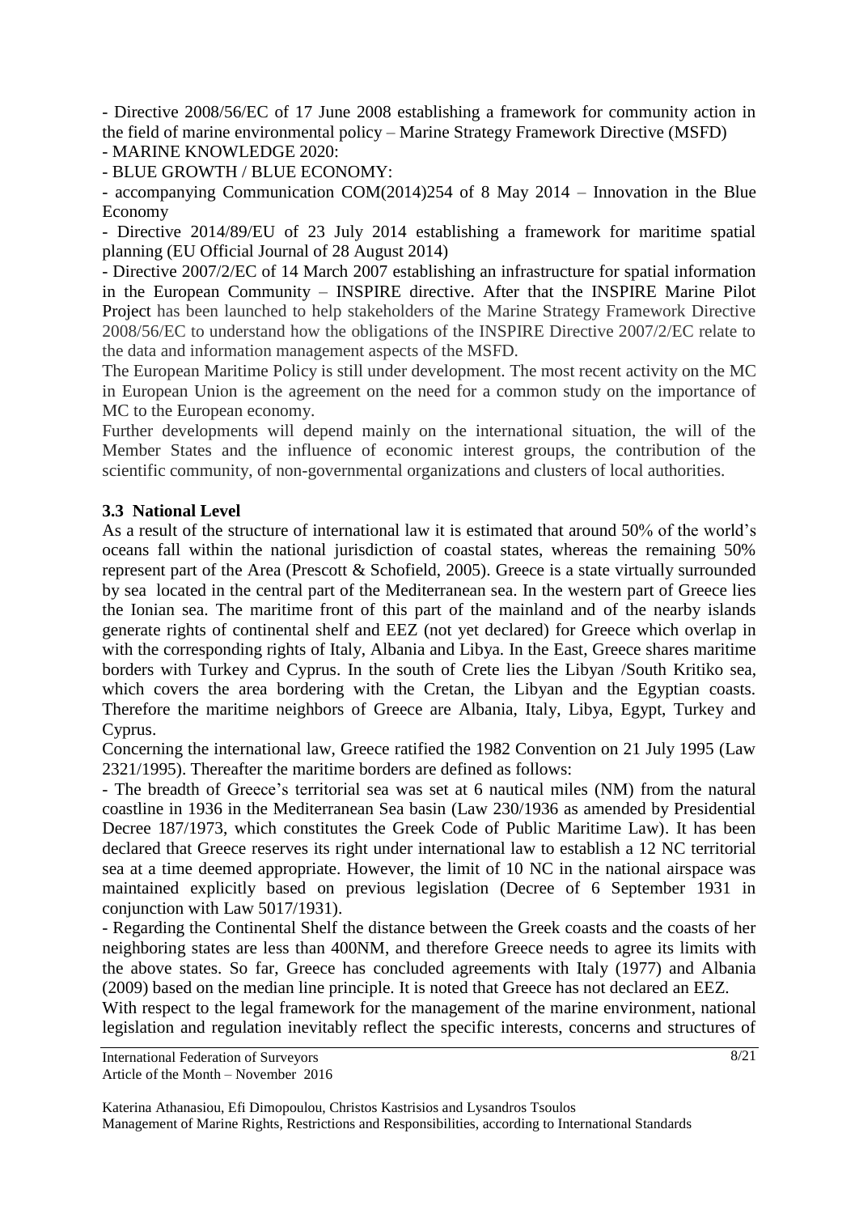- Directive 2008/56/EC of 17 June 2008 establishing a framework for community action in the field of marine environmental policy – Marine Strategy Framework Directive (MSFD)
- MARINE KNOWLEDGE 2020:
- BLUE GROWTH / BLUE ECONOMY:
- accompanying Communication COM(2014)254 of 8 May 2014 – Innovation in the Blue Economy
- Directive 2014/89/EU of 23 July 2014 establishing a framework for maritime spatial planning (EU Official Journal of 28 August 2014)
- Directive 2007/2/EC of 14 March 2007 establishing an infrastructure for spatial information in the European Community – INSPIRE directive. After that the INSPIRE Marine Pilot Project has been launched to help stakeholders of the Marine Strategy Framework Directive 2008/56/EC to understand how the obligations of the INSPIRE Directive 2007/2/EC relate to the data and information management aspects of the MSFD.

The European Maritime Policy is still under development. The most recent activity on the MC in European Union is the agreement on the need for a common study on the importance of MC to the European economy.

Further developments will depend mainly on the international situation, the will of the Member States and the influence of economic interest groups, the contribution of the scientific community, of non-governmental organizations and clusters of local authorities.

### 3.3 National Level

As a result of the structure of international law it is estimated that around 50% of the world's oceans fall within the national jurisdiction of coastal states, whereas the remaining 50% represent part of the Area (Prescott & Schofield, 2005). Greece is a state virtually surrounded by sea located in the central part of the Mediterranean sea. In the western part of Greece lies the Ionian sea. The maritime front of this part of the mainland and of the nearby islands generate rights of continental shelf and EEZ (not yet declared) for Greece which overlap in with the corresponding rights of Italy, Albania and Libya. In the East, Greece shares maritime borders with Turkey and Cyprus. In the south of Crete lies the Libyan /South Kritiko sea, which covers the area bordering with the Cretan, the Libyan and the Egyptian coasts. Therefore the maritime neighbors of Greece are Albania, Italy, Libya, Egypt, Turkey and Cyprus.

Concerning the international law, Greece ratified the 1982 Convention on 21 July 1995 (Law 2321/1995). Thereafter the maritime borders are defined as follows:

- The breadth of Greece's territorial sea was set at 6 nautical miles (NM) from the natural coastline in 1936 in the Mediterranean Sea basin (Law 230/1936 as amended by Presidential Decree 187/1973, which constitutes the Greek Code of Public Maritime Law). It has been declared that Greece reserves its right under international law to establish a 12 NC territorial sea at a time deemed appropriate. However, the limit of 10 NC in the national airspace was maintained explicitly based on previous legislation (Decree of 6 September 1931 in conjunction with Law 5017/1931).
- Regarding the Continental Shelf the distance between the Greek coasts and the coasts of her neighboring states are less than 400NM, and therefore Greece needs to agree its limits with the above states. So far, Greece has concluded agreements with Italy (1977) and Albania (2009) based on the median line principle. It is noted that Greece has not declared an EEZ.

With respect to the legal framework for the management of the marine environment, national legislation and regulation inevitably reflect the specific interests, concerns and structures of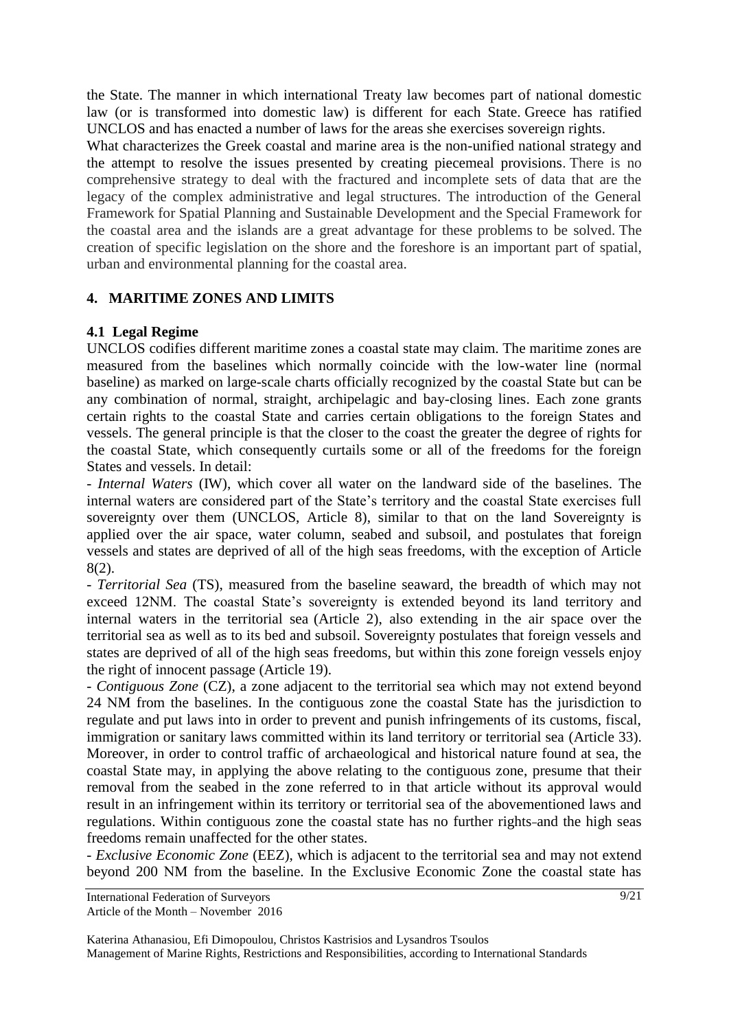the State. The manner in which international Treaty law becomes part of national domestic law (or is transformed into domestic law) is different for each State. Greece has ratified UNCLOS and has enacted a number of laws for the areas she exercises sovereign rights.

What characterizes the Greek coastal and marine area is the non-unified national strategy and the attempt to resolve the issues presented by creating piecemeal provisions. There is no comprehensive strategy to deal with the fractured and incomplete sets of data that are the legacy of the complex administrative and legal structures. The introduction of the General Framework for Spatial Planning and Sustainable Development and the Special Framework for the coastal area and the islands are a great advantage for these problems to be solved. The creation of specific legislation on the shore and the foreshore is an important part of spatial, urban and environmental planning for the coastal area.

## 4. MARITIME ZONES AND LIMITS

### 4.1 Legal Regime

UNCLOS codifies different maritime zones a coastal state may claim. The maritime zones are measured from the baselines which normally coincide with the low-water line (normal baseline) as marked on large-scale charts officially recognized by the coastal State but can be any combination of normal, straight, archipelagic and bay-closing lines. Each zone grants certain rights to the coastal State and carries certain obligations to the foreign States and vessels. The general principle is that the closer to the coast the greater the degree of rights for the coastal State, which consequently curtails some or all of the freedoms for the foreign States and vessels. In detail:

- *Internal Waters* (IW), which cover all water on the landward side of the baselines. The internal waters are considered part of the State's territory and the coastal State exercises full sovereignty over them (UNCLOS, Article 8), similar to that on the land Sovereignty is applied over the air space, water column, seabed and subsoil, and postulates that foreign vessels and states are deprived of all of the high seas freedoms, with the exception of Article 8(2).
- *Territorial Sea* (TS), measured from the baseline seaward, the breadth of which may not exceed 12NM. The coastal State's sovereignty is extended beyond its land territory and internal waters in the territorial sea (Article 2), also extending in the air space over the territorial sea as well as to its bed and subsoil. Sovereignty postulates that foreign vessels and states are deprived of all of the high seas freedoms, but within this zone foreign vessels enjoy the right of innocent passage (Article 19).
- *Contiguous Zone* (CZ), a zone adjacent to the territorial sea which may not extend beyond 24 NM from the baselines. In the contiguous zone the coastal State has the jurisdiction to regulate and put laws into in order to prevent and punish infringements of its customs, fiscal, immigration or sanitary laws committed within its land territory or territorial sea (Article 33). Moreover, in order to control traffic of archaeological and historical nature found at sea, the coastal State may, in applying the above relating to the contiguous zone, presume that their removal from the seabed in the zone referred to in that article without its approval would result in an infringement within its territory or territorial sea of the abovementioned laws and regulations. Within contiguous zone the coastal state has no further rights and the high seas freedoms remain unaffected for the other states.
- *Exclusive Economic Zone* (EEZ), which is adjacent to the territorial sea and may not extend beyond 200 NM from the baseline. In the Exclusive Economic Zone the coastal state has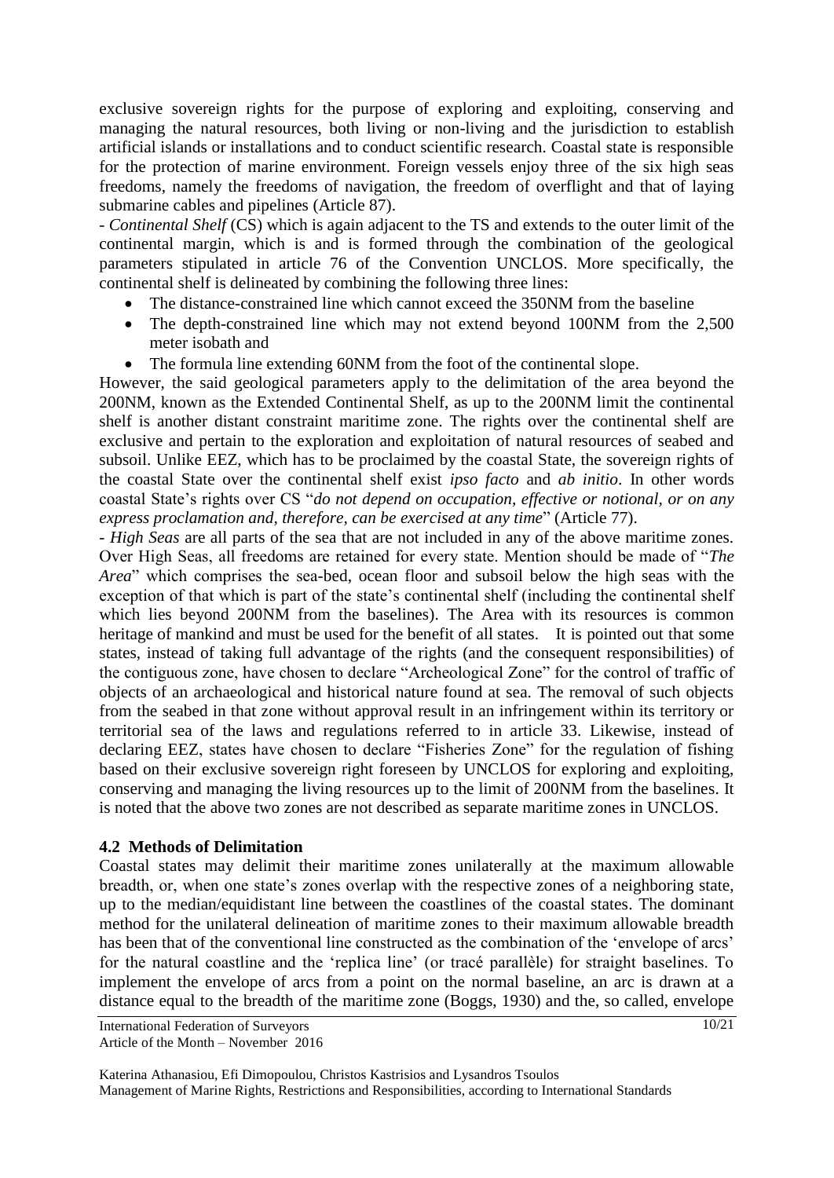exclusive sovereign rights for the purpose of exploring and exploiting, conserving and managing the natural resources, both living or non-living and the jurisdiction to establish artificial islands or installations and to conduct scientific research. Coastal state is responsible for the protection of marine environment. Foreign vessels enjoy three of the six high seas freedoms, namely the freedoms of navigation, the freedom of overflight and that of laying submarine cables and pipelines (Article 87).

- *Continental Shelf* (CS) which is again adjacent to the TS and extends to the outer limit of the continental margin, which is and is formed through the combination of the geological parameters stipulated in article 76 of the Convention UNCLOS. More specifically, the continental shelf is delineated by combining the following three lines:
  - The distance-constrained line which cannot exceed the 350NM from the baseline
  - The depth-constrained line which may not extend beyond 100NM from the 2,500 meter isobath and
  - The formula line extending 60NM from the foot of the continental slope.

However, the said geological parameters apply to the delimitation of the area beyond the 200NM, known as the Extended Continental Shelf, as up to the 200NM limit the continental shelf is another distant constraint maritime zone. The rights over the continental shelf are exclusive and pertain to the exploration and exploitation of natural resources of seabed and subsoil. Unlike EEZ, which has to be proclaimed by the coastal State, the sovereign rights of the coastal State over the continental shelf exist *ipso facto* and *ab initio*. In other words coastal State's rights over CS "*do not depend on occupation, effective or notional, or on any express proclamation and, therefore, can be exercised at any time*" (Article 77).

- *High Seas* are all parts of the sea that are not included in any of the above maritime zones. Over High Seas, all freedoms are retained for every state. Mention should be made of "*The Area*" which comprises the sea-bed, ocean floor and subsoil below the high seas with the exception of that which is part of the state's continental shelf (including the continental shelf which lies beyond 200NM from the baselines). The Area with its resources is common heritage of mankind and must be used for the benefit of all states. It is pointed out that some states, instead of taking full advantage of the rights (and the consequent responsibilities) of the contiguous zone, have chosen to declare "Archeological Zone" for the control of traffic of objects of an archaeological and historical nature found at sea. The removal of such objects from the seabed in that zone without approval result in an infringement within its territory or territorial sea of the laws and regulations referred to in article 33. Likewise, instead of declaring EEZ, states have chosen to declare "Fisheries Zone" for the regulation of fishing based on their exclusive sovereign right foreseen by UNCLOS for exploring and exploiting, conserving and managing the living resources up to the limit of 200NM from the baselines. It is noted that the above two zones are not described as separate maritime zones in UNCLOS.

### 4.2 Methods of Delimitation

Coastal states may delimit their maritime zones unilaterally at the maximum allowable breadth, or, when one state's zones overlap with the respective zones of a neighboring state, up to the median/equidistant line between the coastlines of the coastal states. The dominant method for the unilateral delineation of maritime zones to their maximum allowable breadth has been that of the conventional line constructed as the combination of the 'envelope of arcs' for the natural coastline and the 'replica line' (or tracé parallèle) for straight baselines. To implement the envelope of arcs from a point on the normal baseline, an arc is drawn at a distance equal to the breadth of the maritime zone (Boggs, 1930) and the, so called, envelope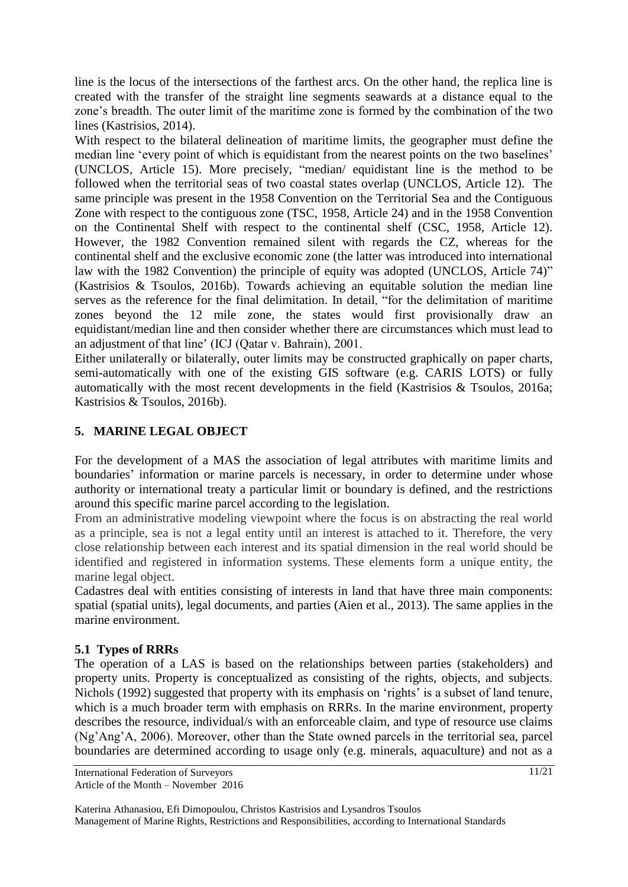line is the locus of the intersections of the farthest arcs. On the other hand, the replica line is created with the transfer of the straight line segments seawards at a distance equal to the zone's breadth. The outer limit of the maritime zone is formed by the combination of the two lines (Kastrisios, 2014).

With respect to the bilateral delineation of maritime limits, the geographer must define the median line 'every point of which is equidistant from the nearest points on the two baselines' (UNCLOS, Article 15). More precisely, "median/ equidistant line is the method to be followed when the territorial seas of two coastal states overlap (UNCLOS, Article 12). The same principle was present in the 1958 Convention on the Territorial Sea and the Contiguous Zone with respect to the contiguous zone (TSC, 1958, Article 24) and in the 1958 Convention on the Continental Shelf with respect to the continental shelf (CSC, 1958, Article 12). However, the 1982 Convention remained silent with regards the CZ, whereas for the continental shelf and the exclusive economic zone (the latter was introduced into international law with the 1982 Convention) the principle of equity was adopted (UNCLOS, Article 74)" (Kastrisios & Tsoulos, 2016b). Towards achieving an equitable solution the median line serves as the reference for the final delimitation. In detail, "for the delimitation of maritime zones beyond the 12 mile zone, the states would first provisionally draw an equidistant/median line and then consider whether there are circumstances which must lead to an adjustment of that line' (ICJ (Qatar v. Bahrain), 2001.

Either unilaterally or bilaterally, outer limits may be constructed graphically on paper charts, semi-automatically with one of the existing GIS software (e.g. CARIS LOTS) or fully automatically with the most recent developments in the field (Kastrisios & Tsoulos, 2016a; Kastrisios & Tsoulos, 2016b).

## 5. MARINE LEGAL OBJECT

For the development of a MAS the association of legal attributes with maritime limits and boundaries' information or marine parcels is necessary, in order to determine under whose authority or international treaty a particular limit or boundary is defined, and the restrictions around this specific marine parcel according to the legislation.

From an administrative modeling viewpoint where the focus is on abstracting the real world as a principle, sea is not a legal entity until an interest is attached to it. Therefore, the very close relationship between each interest and its spatial dimension in the real world should be identified and registered in information systems. These elements form a unique entity, the marine legal object.

Cadastres deal with entities consisting of interests in land that have three main components: spatial (spatial units), legal documents, and parties (Aien et al., 2013). The same applies in the marine environment.

### 5.1 Types of RRRs

The operation of a LAS is based on the relationships between parties (stakeholders) and property units. Property is conceptualized as consisting of the rights, objects, and subjects. Nichols (1992) suggested that property with its emphasis on 'rights' is a subset of land tenure, which is a much broader term with emphasis on RRRs. In the marine environment, property describes the resource, individual/s with an enforceable claim, and type of resource use claims (Ng'Ang'A, 2006). Moreover, other than the State owned parcels in the territorial sea, parcel boundaries are determined according to usage only (e.g. minerals, aquaculture) and not as a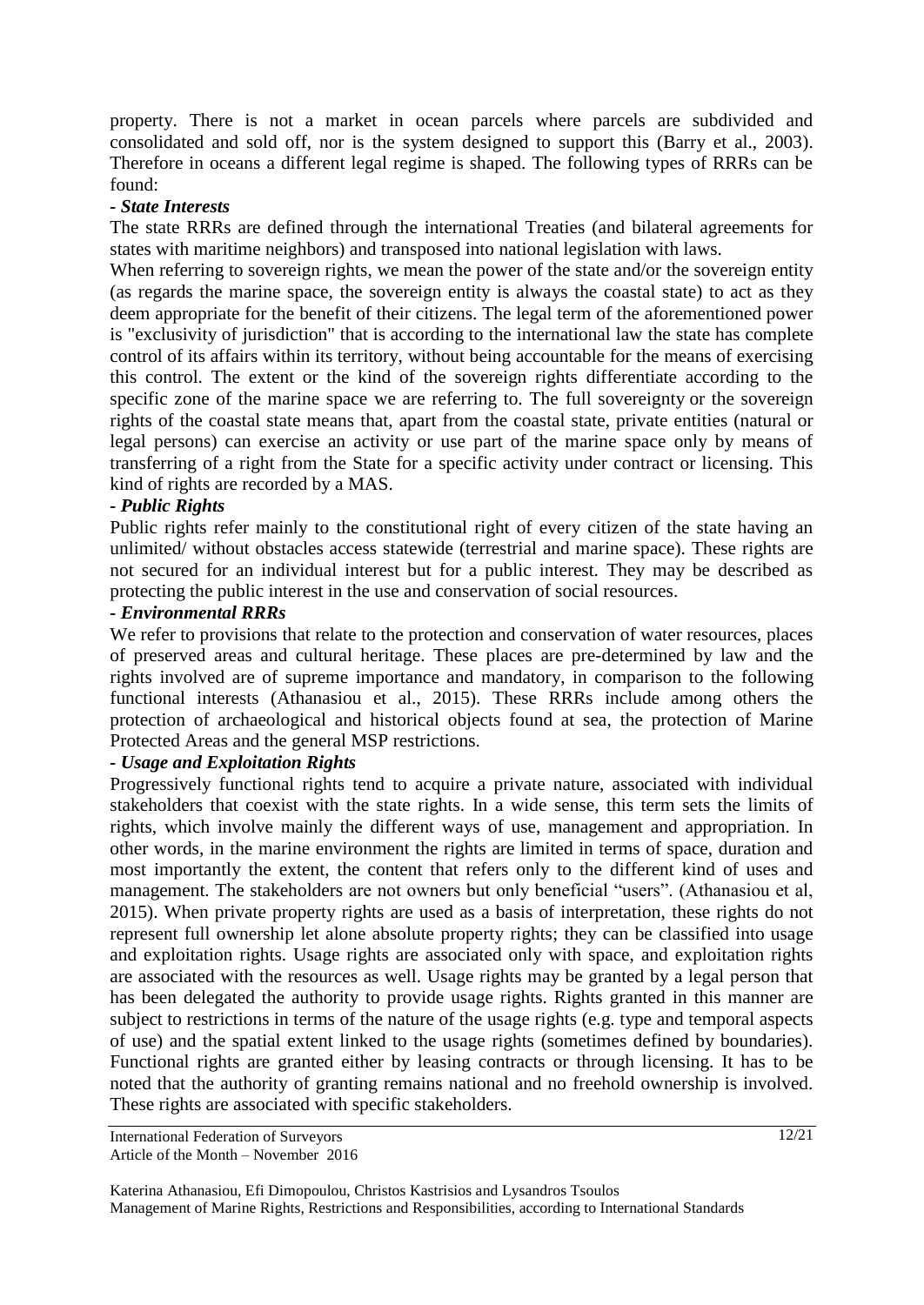property. There is not a market in ocean parcels where parcels are subdivided and consolidated and sold off, nor is the system designed to support this (Barry et al., 2003). Therefore in oceans a different legal regime is shaped. The following types of RRRs can be found:

**- *State Interests***

The state RRRs are defined through the international Treaties (and bilateral agreements for states with maritime neighbors) and transposed into national legislation with laws.

When referring to sovereign rights, we mean the power of the state and/or the sovereign entity (as regards the marine space, the sovereign entity is always the coastal state) to act as they deem appropriate for the benefit of their citizens. The legal term of the aforementioned power is "exclusivity of jurisdiction" that is according to the international law the state has complete control of its affairs within its territory, without being accountable for the means of exercising this control. The extent or the kind of the sovereign rights differentiate according to the specific zone of the marine space we are referring to. The full sovereignty or the sovereign rights of the coastal state means that, apart from the coastal state, private entities (natural or legal persons) can exercise an activity or use part of the marine space only by means of transferring of a right from the State for a specific activity under contract or licensing. This kind of rights are recorded by a MAS.

**- *Public Rights***

Public rights refer mainly to the constitutional right of every citizen of the state having an unlimited/ without obstacles access statewide (terrestrial and marine space). These rights are not secured for an individual interest but for a public interest. They may be described as protecting the public interest in the use and conservation of social resources.

**- *Environmental RRRs***

We refer to provisions that relate to the protection and conservation of water resources, places of preserved areas and cultural heritage. These places are pre-determined by law and the rights involved are of supreme importance and mandatory, in comparison to the following functional interests (Athanasiou et al., 2015). These RRRs include among others the protection of archaeological and historical objects found at sea, the protection of Marine Protected Areas and the general MSP restrictions.

**- *Usage and Exploitation Rights***

Progressively functional rights tend to acquire a private nature, associated with individual stakeholders that coexist with the state rights. In a wide sense, this term sets the limits of rights, which involve mainly the different ways of use, management and appropriation. In other words, in the marine environment the rights are limited in terms of space, duration and most importantly the extent, the content that refers only to the different kind of uses and management. The stakeholders are not owners but only beneficial "users". (Athanasiou et al, 2015). When private property rights are used as a basis of interpretation, these rights do not represent full ownership let alone absolute property rights; they can be classified into usage and exploitation rights. Usage rights are associated only with space, and exploitation rights are associated with the resources as well. Usage rights may be granted by a legal person that has been delegated the authority to provide usage rights. Rights granted in this manner are subject to restrictions in terms of the nature of the usage rights (e.g. type and temporal aspects of use) and the spatial extent linked to the usage rights (sometimes defined by boundaries). Functional rights are granted either by leasing contracts or through licensing. It has to be noted that the authority of granting remains national and no freehold ownership is involved. These rights are associated with specific stakeholders.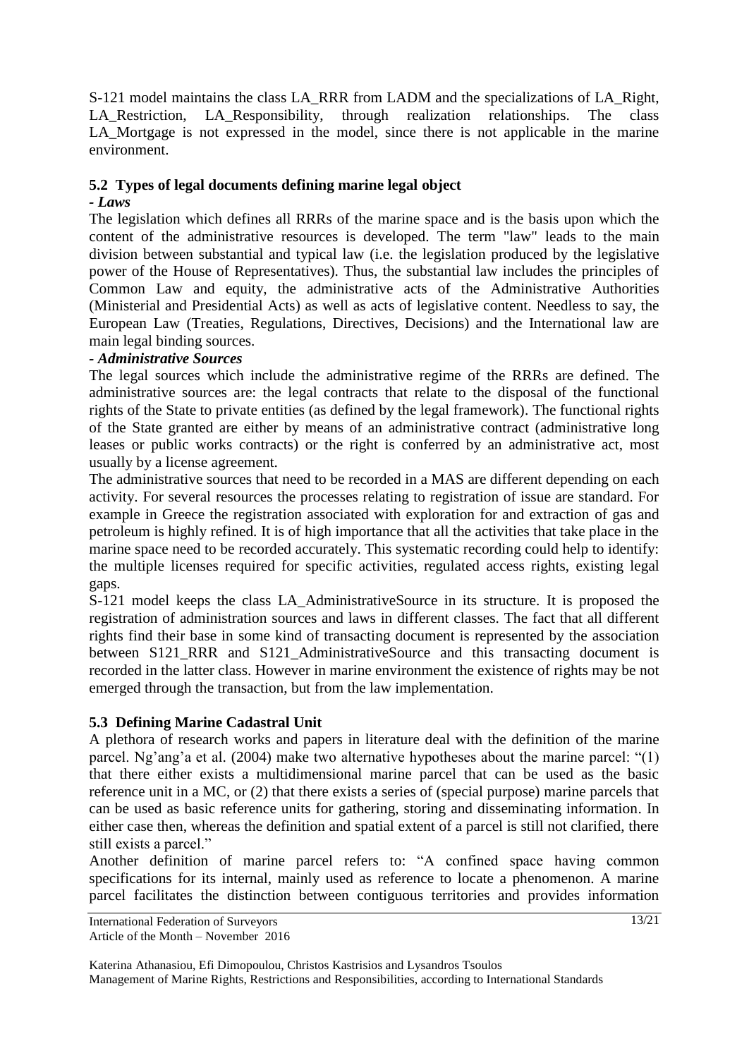S-121 model maintains the class LA_RRR from LADM and the specializations of LA_Right, LA_Restriction, LA_Responsibility, through realization relationships. The class LA_Mortgage is not expressed in the model, since there is not applicable in the marine environment.

### 5.2 Types of legal documents defining marine legal object

***- Laws***

The legislation which defines all RRRs of the marine space and is the basis upon which the content of the administrative resources is developed. The term "law" leads to the main division between substantial and typical law (i.e. the legislation produced by the legislative power of the House of Representatives). Thus, the substantial law includes the principles of Common Law and equity, the administrative acts of the Administrative Authorities (Ministerial and Presidential Acts) as well as acts of legislative content. Needless to say, the European Law (Treaties, Regulations, Directives, Decisions) and the International law are main legal binding sources.

***- Administrative Sources***

The legal sources which include the administrative regime of the RRRs are defined. The administrative sources are: the legal contracts that relate to the disposal of the functional rights of the State to private entities (as defined by the legal framework). The functional rights of the State granted are either by means of an administrative contract (administrative long leases or public works contracts) or the right is conferred by an administrative act, most usually by a license agreement.

The administrative sources that need to be recorded in a MAS are different depending on each activity. For several resources the processes relating to registration of issue are standard. For example in Greece the registration associated with exploration for and extraction of gas and petroleum is highly refined. It is of high importance that all the activities that take place in the marine space need to be recorded accurately. This systematic recording could help to identify: the multiple licenses required for specific activities, regulated access rights, existing legal gaps.

S-121 model keeps the class LA_AdministrativeSource in its structure. It is proposed the registration of administration sources and laws in different classes. The fact that all different rights find their base in some kind of transacting document is represented by the association between S121_RRR and S121_AdministrativeSource and this transacting document is recorded in the latter class. However in marine environment the existence of rights may be not emerged through the transaction, but from the law implementation.

### 5.3 Defining Marine Cadastral Unit

A plethora of research works and papers in literature deal with the definition of the marine parcel. Ng'ang'a et al. (2004) make two alternative hypotheses about the marine parcel: "(1) that there either exists a multidimensional marine parcel that can be used as the basic reference unit in a MC, or (2) that there exists a series of (special purpose) marine parcels that can be used as basic reference units for gathering, storing and disseminating information. In either case then, whereas the definition and spatial extent of a parcel is still not clarified, there still exists a parcel."

Another definition of marine parcel refers to: "A confined space having common specifications for its internal, mainly used as reference to locate a phenomenon. A marine parcel facilitates the distinction between contiguous territories and provides information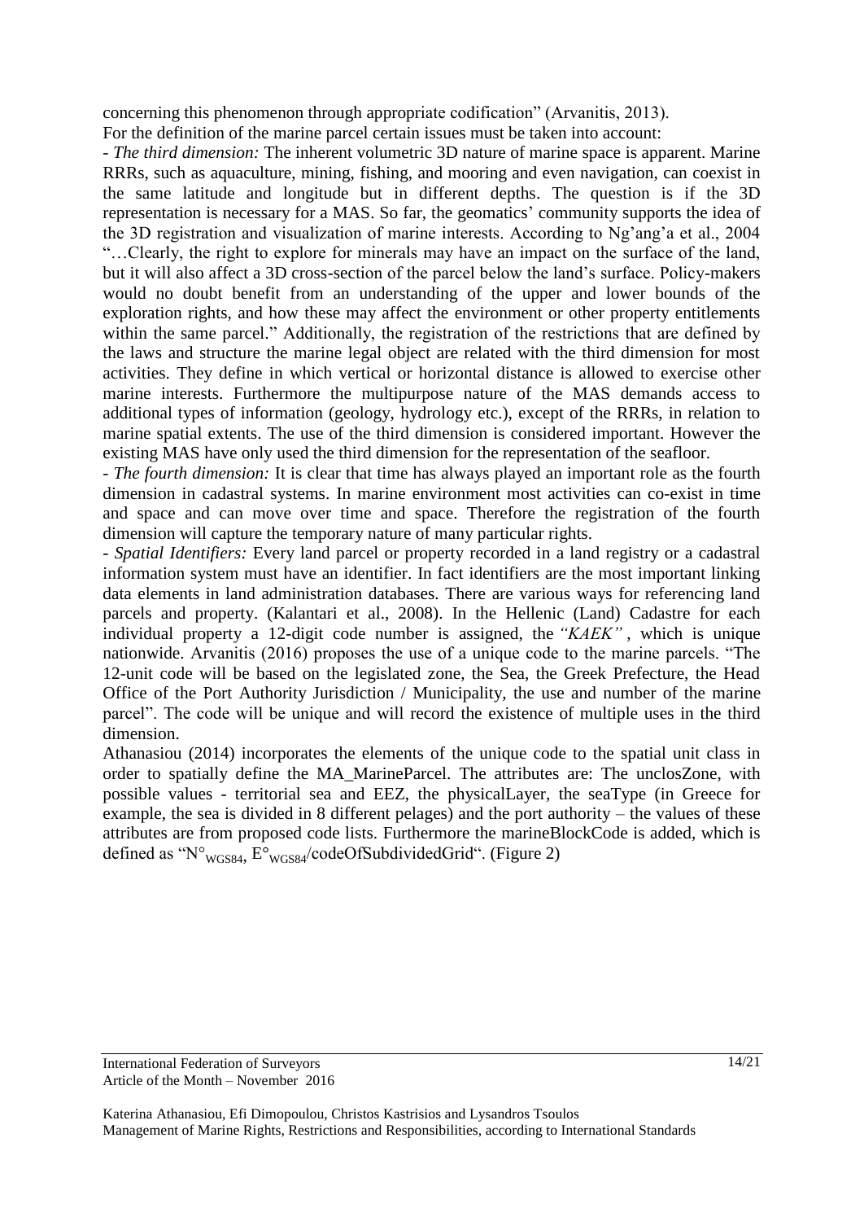concerning this phenomenon through appropriate codification" (Arvanitis, 2013).

For the definition of the marine parcel certain issues must be taken into account:

- *The third dimension:* The inherent volumetric 3D nature of marine space is apparent. Marine RRRs, such as aquaculture, mining, fishing, and mooring and even navigation, can coexist in the same latitude and longitude but in different depths. The question is if the 3D representation is necessary for a MAS. So far, the geomatics' community supports the idea of the 3D registration and visualization of marine interests. According to Ng'ang'a et al., 2004 "…Clearly, the right to explore for minerals may have an impact on the surface of the land, but it will also affect a 3D cross-section of the parcel below the land's surface. Policy-makers would no doubt benefit from an understanding of the upper and lower bounds of the exploration rights, and how these may affect the environment or other property entitlements within the same parcel." Additionally, the registration of the restrictions that are defined by the laws and structure the marine legal object are related with the third dimension for most activities. They define in which vertical or horizontal distance is allowed to exercise other marine interests. Furthermore the multipurpose nature of the MAS demands access to additional types of information (geology, hydrology etc.), except of the RRRs, in relation to marine spatial extents. The use of the third dimension is considered important. However the existing MAS have only used the third dimension for the representation of the seafloor.

- *The fourth dimension:* It is clear that time has always played an important role as the fourth dimension in cadastral systems. In marine environment most activities can co-exist in time and space and can move over time and space. Therefore the registration of the fourth dimension will capture the temporary nature of many particular rights.

- *Spatial Identifiers:* Every land parcel or property recorded in a land registry or a cadastral information system must have an identifier. In fact identifiers are the most important linking data elements in land administration databases. There are various ways for referencing land parcels and property. (Kalantari et al., 2008). In the Hellenic (Land) Cadastre for each individual property a 12-digit code number is assigned, the *"KAEK"*, which is unique nationwide. Arvanitis (2016) proposes the use of a unique code to the marine parcels. "The 12-unit code will be based on the legislated zone, the Sea, the Greek Prefecture, the Head Office of the Port Authority Jurisdiction / Municipality, the use and number of the marine parcel". The code will be unique and will record the existence of multiple uses in the third dimension.

Athanasiou (2014) incorporates the elements of the unique code to the spatial unit class in order to spatially define the MA_MarineParcel. The attributes are: The unclosZone, with possible values - territorial sea and EEZ, the physicalLayer, the seaType (in Greece for example, the sea is divided in 8 different pelages) and the port authority – the values of these attributes are from proposed code lists. Furthermore the marineBlockCode is added, which is defined as "$N°_{WGS84}$, $E°_{WGS84}$/codeOfSubdividedGrid". (Figure 2)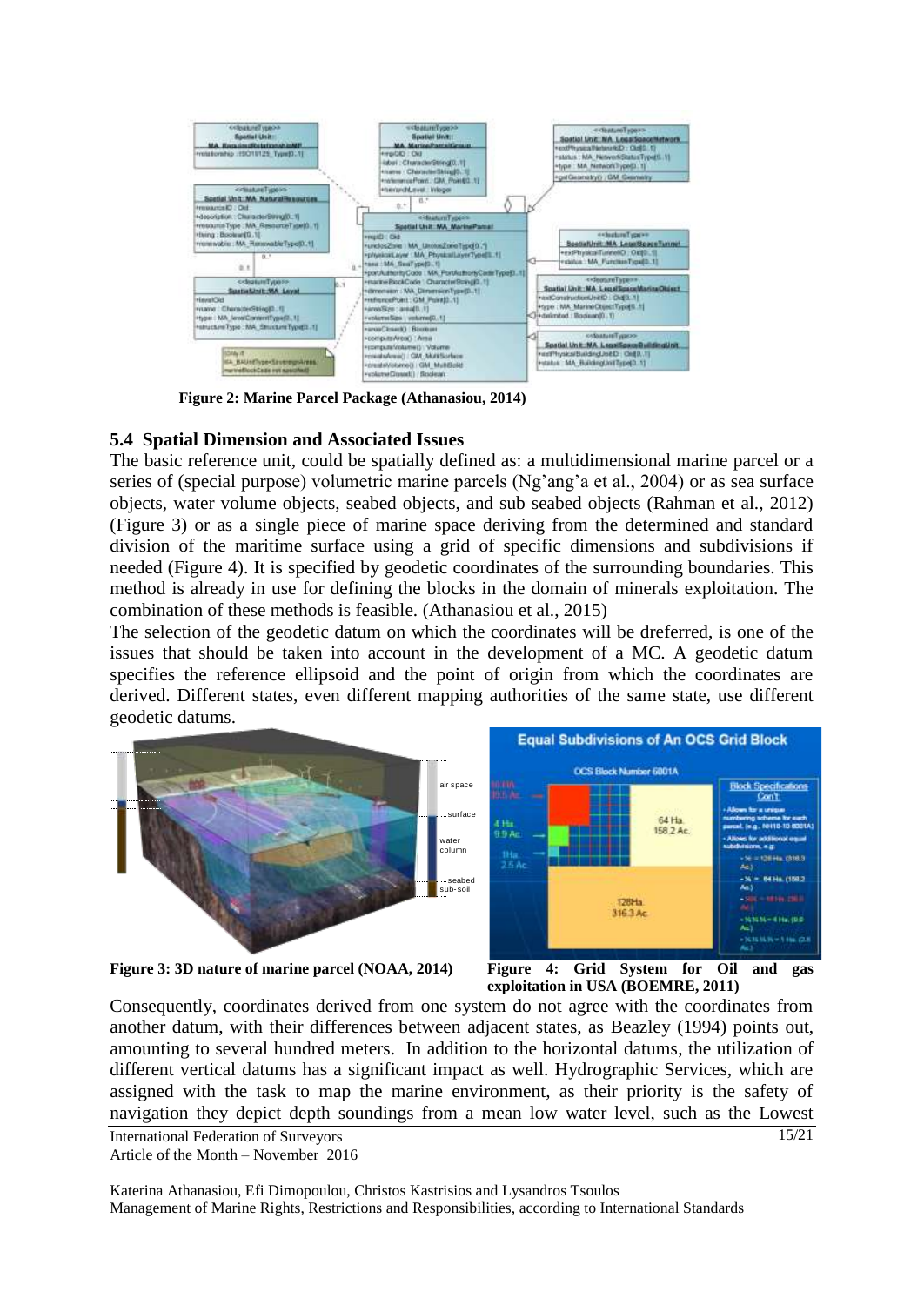**Figure 2: Marine Parcel Package (Athanasiou, 2014)**

### 5.4 Spatial Dimension and Associated Issues

The basic reference unit, could be spatially defined as: a multidimensional marine parcel or a series of (special purpose) volumetric marine parcels (Ng'ang'a et al., 2004) or as sea surface objects, water volume objects, seabed objects, and sub seabed objects (Rahman et al., 2012) (Figure 3) or as a single piece of marine space deriving from the determined and standard division of the maritime surface using a grid of specific dimensions and subdivisions if needed (Figure 4). It is specified by geodetic coordinates of the surrounding boundaries. This method is already in use for defining the blocks in the domain of minerals exploitation. The combination of these methods is feasible. (Athanasiou et al., 2015)

The selection of the geodetic datum on which the coordinates will be dreferred, is one of the issues that should be taken into account in the development of a MC. A geodetic datum specifies the reference ellipsoid and the point of origin from which the coordinates are derived. Different states, even different mapping authorities of the same state, use different geodetic datums.

**Figure 3: 3D nature of marine parcel (NOAA, 2014)**

**Figure 4: Grid System for Oil and gas exploitation in USA (BOEMRE, 2011)**

Consequently, coordinates derived from one system do not agree with the coordinates from another datum, with their differences between adjacent states, as Beazley (1994) points out, amounting to several hundred meters. In addition to the horizontal datums, the utilization of different vertical datums has a significant impact as well. Hydrographic Services, which are assigned with the task to map the marine environment, as their priority is the safety of navigation they depict depth soundings from a mean low water level, such as the Lowest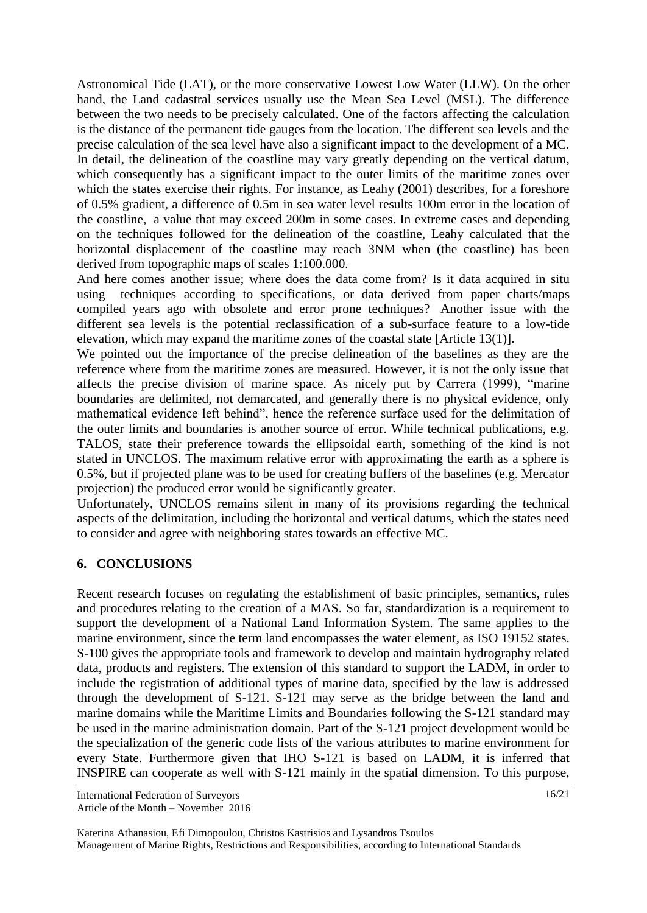Astronomical Tide (LAT), or the more conservative Lowest Low Water (LLW). On the other hand, the Land cadastral services usually use the Mean Sea Level (MSL). The difference between the two needs to be precisely calculated. One of the factors affecting the calculation is the distance of the permanent tide gauges from the location. The different sea levels and the precise calculation of the sea level have also a significant impact to the development of a MC. In detail, the delineation of the coastline may vary greatly depending on the vertical datum, which consequently has a significant impact to the outer limits of the maritime zones over which the states exercise their rights. For instance, as Leahy (2001) describes, for a foreshore of 0.5% gradient, a difference of 0.5m in sea water level results 100m error in the location of the coastline, a value that may exceed 200m in some cases. In extreme cases and depending on the techniques followed for the delineation of the coastline, Leahy calculated that the horizontal displacement of the coastline may reach 3NM when (the coastline) has been derived from topographic maps of scales 1:100.000.

And here comes another issue; where does the data come from? Is it data acquired in situ using techniques according to specifications, or data derived from paper charts/maps compiled years ago with obsolete and error prone techniques? Another issue with the different sea levels is the potential reclassification of a sub-surface feature to a low-tide elevation, which may expand the maritime zones of the coastal state [Article 13(1)].

We pointed out the importance of the precise delineation of the baselines as they are the reference where from the maritime zones are measured. However, it is not the only issue that affects the precise division of marine space. As nicely put by Carrera (1999), "marine boundaries are delimited, not demarcated, and generally there is no physical evidence, only mathematical evidence left behind", hence the reference surface used for the delimitation of the outer limits and boundaries is another source of error. While technical publications, e.g. TALOS, state their preference towards the ellipsoidal earth, something of the kind is not stated in UNCLOS. The maximum relative error with approximating the earth as a sphere is 0.5%, but if projected plane was to be used for creating buffers of the baselines (e.g. Mercator projection) the produced error would be significantly greater.

Unfortunately, UNCLOS remains silent in many of its provisions regarding the technical aspects of the delimitation, including the horizontal and vertical datums, which the states need to consider and agree with neighboring states towards an effective MC.

## 6. CONCLUSIONS

Recent research focuses on regulating the establishment of basic principles, semantics, rules and procedures relating to the creation of a MAS. So far, standardization is a requirement to support the development of a National Land Information System. The same applies to the marine environment, since the term land encompasses the water element, as ISO 19152 states. S-100 gives the appropriate tools and framework to develop and maintain hydrography related data, products and registers. The extension of this standard to support the LADM, in order to include the registration of additional types of marine data, specified by the law is addressed through the development of S-121. S-121 may serve as the bridge between the land and marine domains while the Maritime Limits and Boundaries following the S-121 standard may be used in the marine administration domain. Part of the S-121 project development would be the specialization of the generic code lists of the various attributes to marine environment for every State. Furthermore given that IHO S-121 is based on LADM, it is inferred that INSPIRE can cooperate as well with S-121 mainly in the spatial dimension. To this purpose,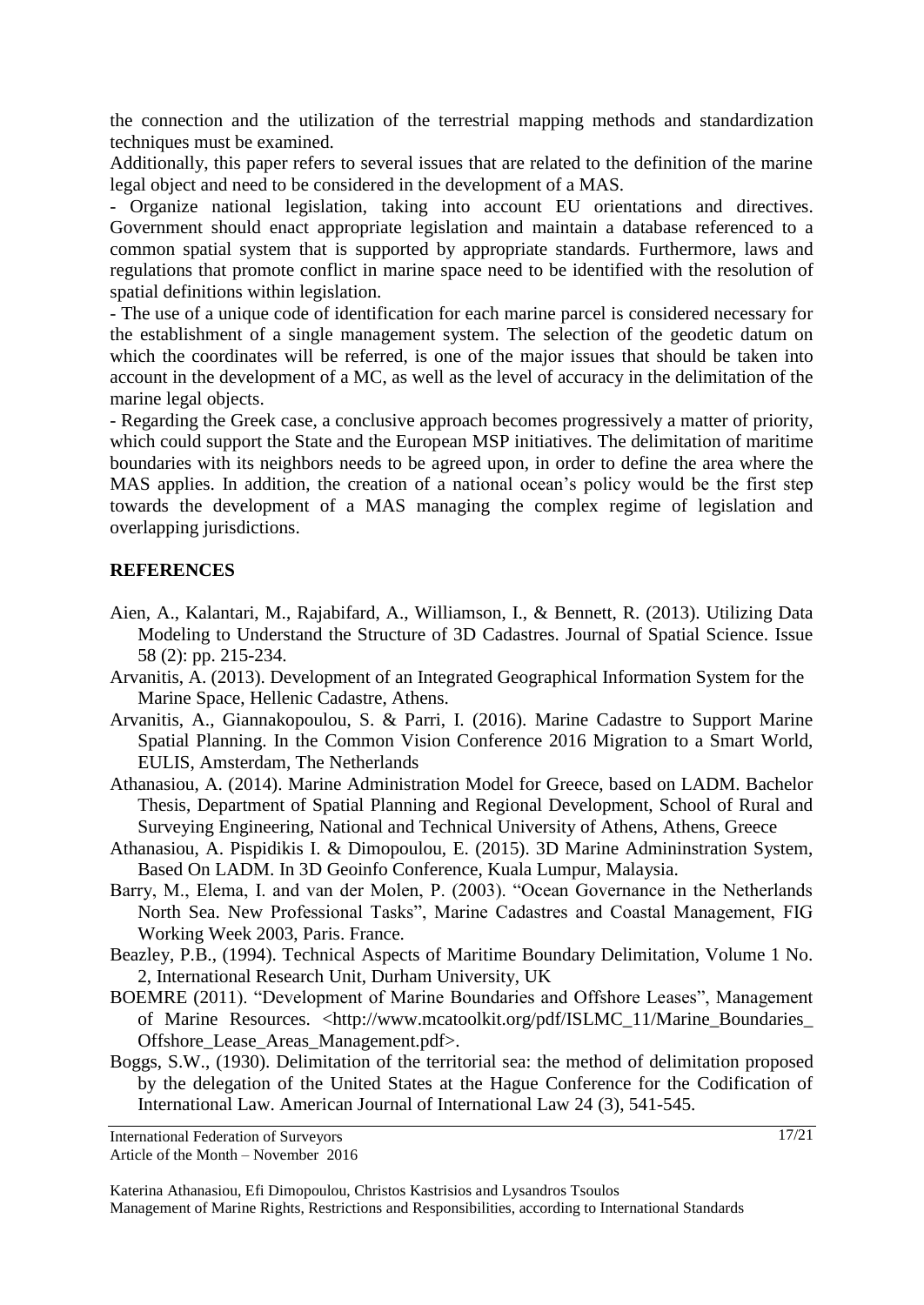the connection and the utilization of the terrestrial mapping methods and standardization techniques must be examined.

Additionally, this paper refers to several issues that are related to the definition of the marine legal object and need to be considered in the development of a MAS.

- Organize national legislation, taking into account EU orientations and directives. Government should enact appropriate legislation and maintain a database referenced to a common spatial system that is supported by appropriate standards. Furthermore, laws and regulations that promote conflict in marine space need to be identified with the resolution of spatial definitions within legislation.
- The use of a unique code of identification for each marine parcel is considered necessary for the establishment of a single management system. The selection of the geodetic datum on which the coordinates will be referred, is one of the major issues that should be taken into account in the development of a MC, as well as the level of accuracy in the delimitation of the marine legal objects.
- Regarding the Greek case, a conclusive approach becomes progressively a matter of priority, which could support the State and the European MSP initiatives. The delimitation of maritime boundaries with its neighbors needs to be agreed upon, in order to define the area where the MAS applies. In addition, the creation of a national ocean's policy would be the first step towards the development of a MAS managing the complex regime of legislation and overlapping jurisdictions.

## REFERENCES

Aien, A., Kalantari, M., Rajabifard, A., Williamson, I., & Bennett, R. (2013). Utilizing Data Modeling to Understand the Structure of 3D Cadastres. Journal of Spatial Science. Issue 58 (2): pp. 215-234.

Arvanitis, A. (2013). Development of an Integrated Geographical Information System for the Marine Space, Hellenic Cadastre, Athens.

Arvanitis, A., Giannakopoulou, S. & Parri, I. (2016). Marine Cadastre to Support Marine Spatial Planning. In the Common Vision Conference 2016 Migration to a Smart World, EULIS, Amsterdam, The Netherlands

Athanasiou, A. (2014). Marine Administration Model for Greece, based on LADM. Bachelor Thesis, Department of Spatial Planning and Regional Development, School of Rural and Surveying Engineering, National and Technical University of Athens, Athens, Greece

Athanasiou, A. Pispidikis I. & Dimopoulou, E. (2015). 3D Marine Admininstration System, Based On LADM. In 3D Geoinfo Conference, Kuala Lumpur, Malaysia.

Barry, M., Elema, I. and van der Molen, P. (2003). "Ocean Governance in the Netherlands North Sea. New Professional Tasks", Marine Cadastres and Coastal Management, FIG Working Week 2003, Paris. France.

Beazley, P.B., (1994). Technical Aspects of Maritime Boundary Delimitation, Volume 1 No. 2, International Research Unit, Durham University, UK

BOEMRE (2011). "Development of Marine Boundaries and Offshore Leases", Management of Marine Resources. <http://www.mcatoolkit.org/pdf/ISLMC_11/Marine_Boundaries_Offshore_Lease_Areas_Management.pdf>.

Boggs, S.W., (1930). Delimitation of the territorial sea: the method of delimitation proposed by the delegation of the United States at the Hague Conference for the Codification of International Law. American Journal of International Law 24 (3), 541-545.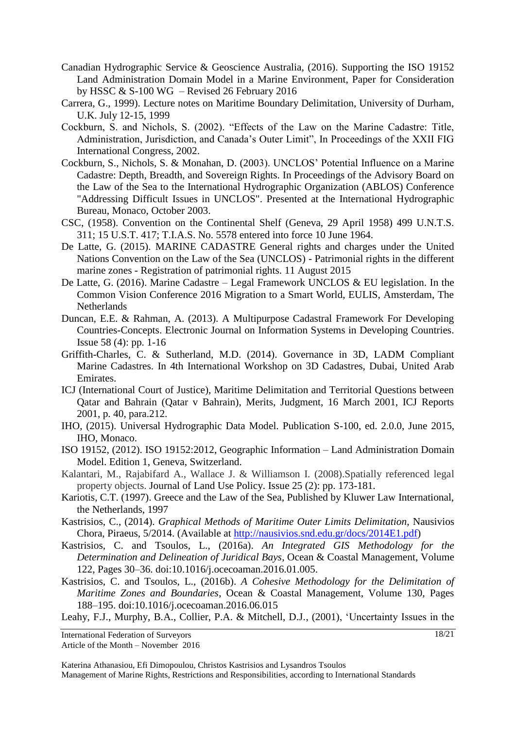Canadian Hydrographic Service & Geoscience Australia, (2016). Supporting the ISO 19152 Land Administration Domain Model in a Marine Environment, Paper for Consideration by HSSC & S-100 WG – Revised 26 February 2016

Carrera, G., 1999). Lecture notes on Maritime Boundary Delimitation, University of Durham, U.K. July 12-15, 1999

Cockburn, S. and Nichols, S. (2002). "Effects of the Law on the Marine Cadastre: Title, Administration, Jurisdiction, and Canada's Outer Limit", In Proceedings of the XXII FIG International Congress, 2002.

Cockburn, S., Nichols, S. & Monahan, D. (2003). UNCLOS' Potential Influence on a Marine Cadastre: Depth, Breadth, and Sovereign Rights. In Proceedings of the Advisory Board on the Law of the Sea to the International Hydrographic Organization (ABLOS) Conference "Addressing Difficult Issues in UNCLOS". Presented at the International Hydrographic Bureau, Monaco, October 2003.

CSC, (1958). Convention on the Continental Shelf (Geneva, 29 April 1958) 499 U.N.T.S. 311; 15 U.S.T. 417; T.I.A.S. No. 5578 entered into force 10 June 1964.

De Latte, G. (2015). MARINE CADASTRE General rights and charges under the United Nations Convention on the Law of the Sea (UNCLOS) - Patrimonial rights in the different marine zones - Registration of patrimonial rights. 11 August 2015

De Latte, G. (2016). Marine Cadastre – Legal Framework UNCLOS & EU legislation. In the Common Vision Conference 2016 Migration to a Smart World, EULIS, Amsterdam, The Netherlands

Duncan, E.E. & Rahman, A. (2013). A Multipurpose Cadastral Framework For Developing Countries-Concepts. Electronic Journal on Information Systems in Developing Countries. Issue 58 (4): pp. 1-16

Griffith-Charles, C. & Sutherland, M.D. (2014). Governance in 3D, LADM Compliant Marine Cadastres. In 4th International Workshop on 3D Cadastres, Dubai, United Arab Emirates.

ICJ (International Court of Justice), Maritime Delimitation and Territorial Questions between Qatar and Bahrain (Qatar v Bahrain), Merits, Judgment, 16 March 2001, ICJ Reports 2001, p. 40, para.212.

IHO, (2015). Universal Hydrographic Data Model. Publication S-100, ed. 2.0.0, June 2015, IHO, Monaco.

ISO 19152, (2012). ISO 19152:2012, Geographic Information – Land Administration Domain Model. Edition 1, Geneva, Switzerland.

Kalantari, M., Rajabifard A., Wallace J. & Williamson I. (2008).Spatially referenced legal property objects. Journal of Land Use Policy. Issue 25 (2): pp. 173-181.

Kariotis, C.T. (1997). Greece and the Law of the Sea, Published by Kluwer Law International, the Netherlands, 1997

Kastrisios, C., (2014). *Graphical Methods of Maritime Outer Limits Delimitation*, Nausivios Chora, Piraeus, 5/2014. (Available at http://nausivios.snd.edu.gr/docs/2014E1.pdf)

Kastrisios, C. and Tsoulos, L., (2016a). *An Integrated GIS Methodology for the Determination and Delineation of Juridical Bays*, Ocean & Coastal Management, Volume 122, Pages 30–36. doi:10.1016/j.ocecoaman.2016.01.005.

Kastrisios, C. and Tsoulos, L., (2016b). *A Cohesive Methodology for the Delimitation of Maritime Zones and Boundaries*, Ocean & Coastal Management, Volume 130, Pages 188–195. doi:10.1016/j.ocecoaman.2016.06.015

Leahy, F.J., Murphy, B.A., Collier, P.A. & Mitchell, D.J., (2001), 'Uncertainty Issues in the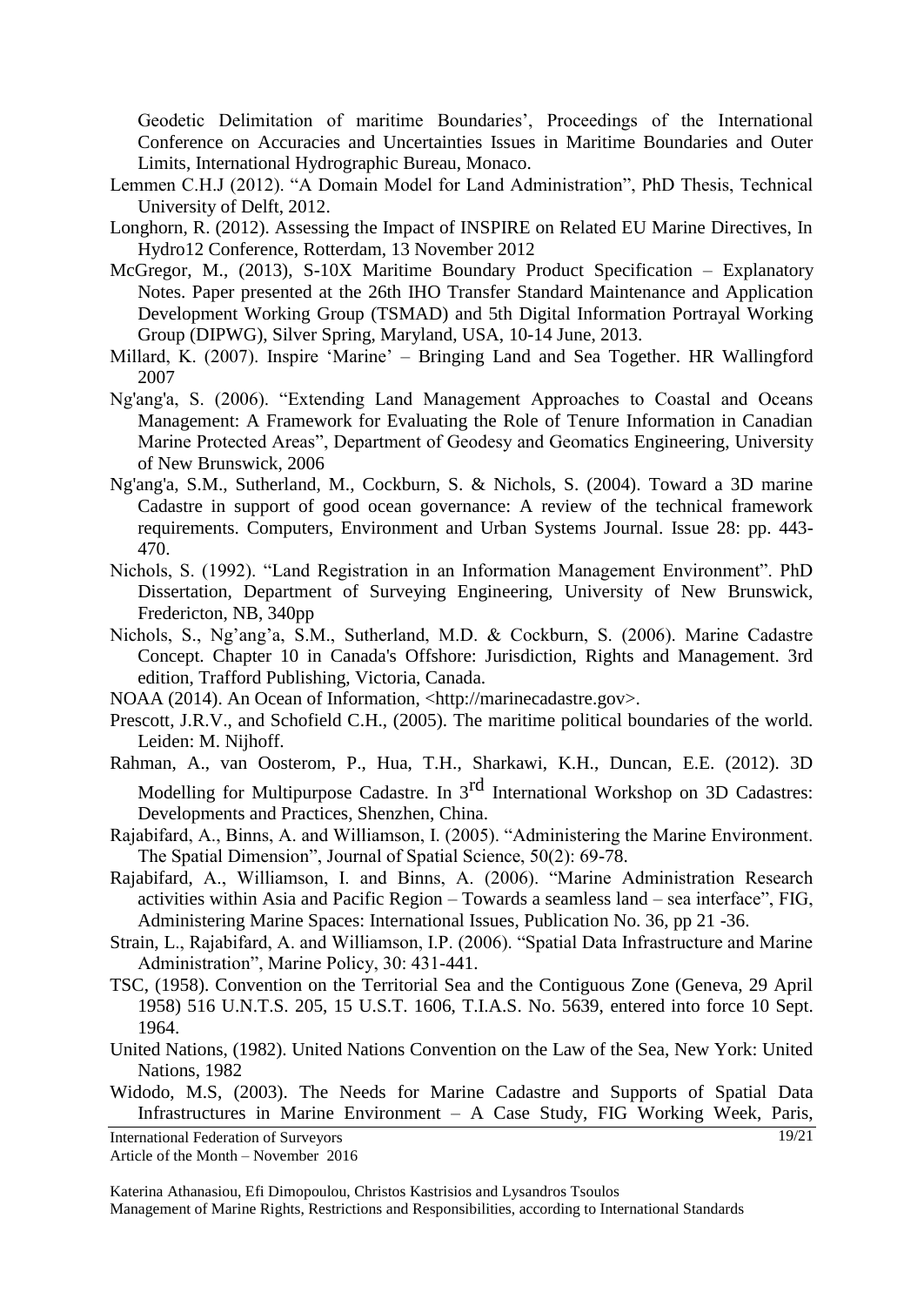Geodetic Delimitation of maritime Boundaries', Proceedings of the International Conference on Accuracies and Uncertainties Issues in Maritime Boundaries and Outer Limits, International Hydrographic Bureau, Monaco.

Lemmen C.H.J (2012). "A Domain Model for Land Administration", PhD Thesis, Technical University of Delft, 2012.

Longhorn, R. (2012). Assessing the Impact of INSPIRE on Related EU Marine Directives, In Hydro12 Conference, Rotterdam, 13 November 2012

McGregor, M., (2013), S-10X Maritime Boundary Product Specification – Explanatory Notes. Paper presented at the 26th IHO Transfer Standard Maintenance and Application Development Working Group (TSMAD) and 5th Digital Information Portrayal Working Group (DIPWG), Silver Spring, Maryland, USA, 10-14 June, 2013.

Millard, K. (2007). Inspire 'Marine' – Bringing Land and Sea Together. HR Wallingford 2007

Ng'ang'a, S. (2006). "Extending Land Management Approaches to Coastal and Oceans Management: A Framework for Evaluating the Role of Tenure Information in Canadian Marine Protected Areas", Department of Geodesy and Geomatics Engineering, University of New Brunswick, 2006

Ng'ang'a, S.M., Sutherland, M., Cockburn, S. & Nichols, S. (2004). Toward a 3D marine Cadastre in support of good ocean governance: A review of the technical framework requirements. Computers, Environment and Urban Systems Journal. Issue 28: pp. 443-470.

Nichols, S. (1992). "Land Registration in an Information Management Environment". PhD Dissertation, Department of Surveying Engineering, University of New Brunswick, Fredericton, NB, 340pp

Nichols, S., Ng'ang'a, S.M., Sutherland, M.D. & Cockburn, S. (2006). Marine Cadastre Concept. Chapter 10 in Canada's Offshore: Jurisdiction, Rights and Management. 3rd edition, Trafford Publishing, Victoria, Canada.

NOAA (2014). An Ocean of Information, <http://marinecadastre.gov>.

Prescott, J.R.V., and Schofield C.H., (2005). The maritime political boundaries of the world. Leiden: M. Nijhoff.

Rahman, A., van Oosterom, P., Hua, T.H., Sharkawi, K.H., Duncan, E.E. (2012). 3D Modelling for Multipurpose Cadastre. In 3rd International Workshop on 3D Cadastres: Developments and Practices, Shenzhen, China.

Rajabifard, A., Binns, A. and Williamson, I. (2005). "Administering the Marine Environment. The Spatial Dimension", Journal of Spatial Science, 50(2): 69-78.

Rajabifard, A., Williamson, I. and Binns, A. (2006). "Marine Administration Research activities within Asia and Pacific Region – Towards a seamless land – sea interface", FIG, Administering Marine Spaces: International Issues, Publication No. 36, pp 21 -36.

Strain, L., Rajabifard, A. and Williamson, I.P. (2006). "Spatial Data Infrastructure and Marine Administration", Marine Policy, 30: 431-441.

TSC, (1958). Convention on the Territorial Sea and the Contiguous Zone (Geneva, 29 April 1958) 516 U.N.T.S. 205, 15 U.S.T. 1606, T.I.A.S. No. 5639, entered into force 10 Sept. 1964.

United Nations, (1982). United Nations Convention on the Law of the Sea, New York: United Nations, 1982

Widodo, M.S, (2003). The Needs for Marine Cadastre and Supports of Spatial Data Infrastructures in Marine Environment – A Case Study, FIG Working Week, Paris,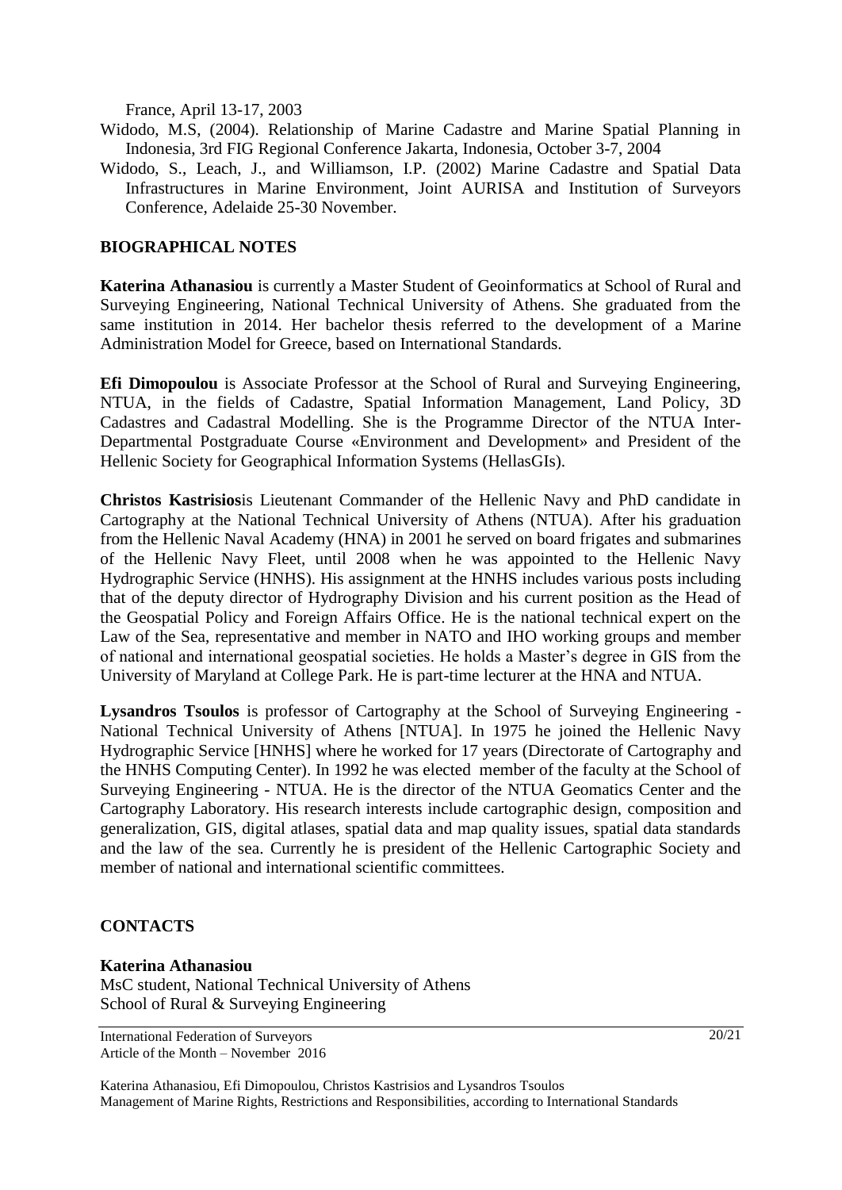France, April 13-17, 2003

Widodo, M.S, (2004). Relationship of Marine Cadastre and Marine Spatial Planning in Indonesia, 3rd FIG Regional Conference Jakarta, Indonesia, October 3-7, 2004

Widodo, S., Leach, J., and Williamson, I.P. (2002) Marine Cadastre and Spatial Data Infrastructures in Marine Environment, Joint AURISA and Institution of Surveyors Conference, Adelaide 25-30 November.

## BIOGRAPHICAL NOTES

**Katerina Athanasiou** is currently a Master Student of Geoinformatics at School of Rural and Surveying Engineering, National Technical University of Athens. She graduated from the same institution in 2014. Her bachelor thesis referred to the development of a Marine Administration Model for Greece, based on International Standards.

**Efi Dimopoulou** is Associate Professor at the School of Rural and Surveying Engineering, NTUA, in the fields of Cadastre, Spatial Information Management, Land Policy, 3D Cadastres and Cadastral Modelling. She is the Programme Director of the NTUA Inter-Departmental Postgraduate Course «Environment and Development» and President of the Hellenic Society for Geographical Information Systems (HellasGIs).

**Christos Kastrisios**is Lieutenant Commander of the Hellenic Navy and PhD candidate in Cartography at the National Technical University of Athens (NTUA). After his graduation from the Hellenic Naval Academy (HNA) in 2001 he served on board frigates and submarines of the Hellenic Navy Fleet, until 2008 when he was appointed to the Hellenic Navy Hydrographic Service (HNHS). His assignment at the HNHS includes various posts including that of the deputy director of Hydrography Division and his current position as the Head of the Geospatial Policy and Foreign Affairs Office. He is the national technical expert on the Law of the Sea, representative and member in NATO and IHO working groups and member of national and international geospatial societies. He holds a Master's degree in GIS from the University of Maryland at College Park. He is part-time lecturer at the HNA and NTUA.

**Lysandros Tsoulos** is professor of Cartography at the School of Surveying Engineering - National Technical University of Athens [NTUA]. In 1975 he joined the Hellenic Navy Hydrographic Service [HNHS] where he worked for 17 years (Directorate of Cartography and the HNHS Computing Center). In 1992 he was elected member of the faculty at the School of Surveying Engineering - NTUA. He is the director of the NTUA Geomatics Center and the Cartography Laboratory. His research interests include cartographic design, composition and generalization, GIS, digital atlases, spatial data and map quality issues, spatial data standards and the law of the sea. Currently he is president of the Hellenic Cartographic Society and member of national and international scientific committees.

## CONTACTS

**Katerina Athanasiou**
MsC student, National Technical University of Athens
School of Rural & Surveying Engineering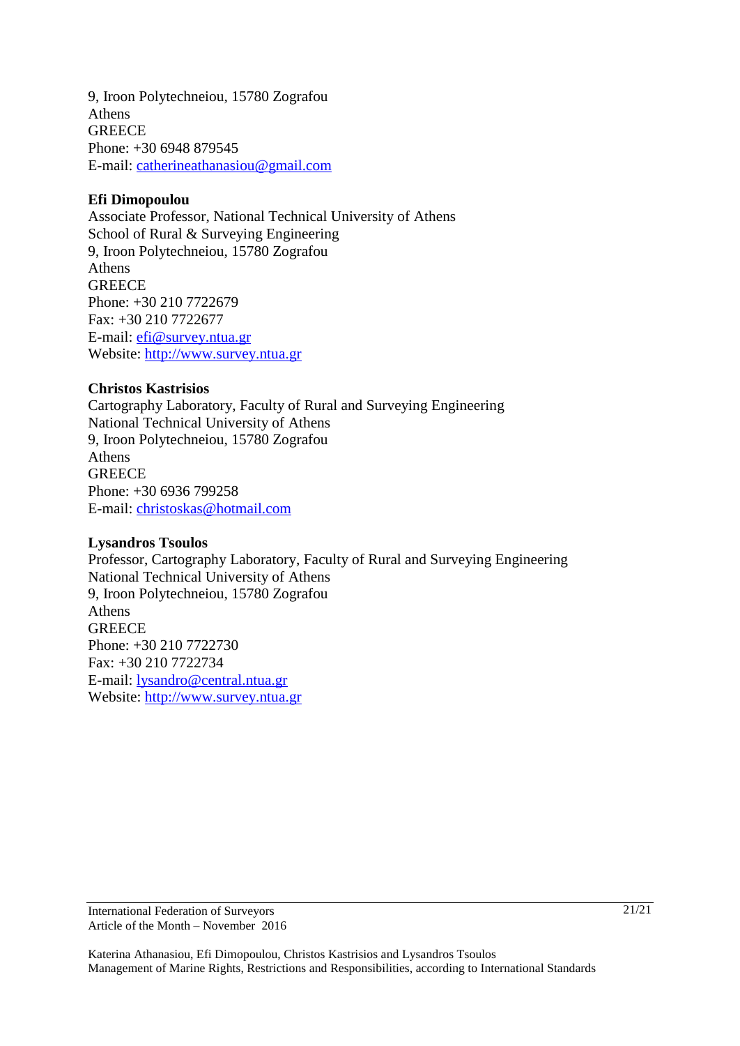9, Iroon Polytechneiou, 15780 Zografou
Athens
GREECE
Phone: +30 6948 879545
E-mail: catherineathanasiou@gmail.com

**Efi Dimopoulou**
Associate Professor, National Technical University of Athens
School of Rural & Surveying Engineering
9, Iroon Polytechneiou, 15780 Zografou
Athens
GREECE
Phone: +30 210 7722679
Fax: +30 210 7722677
E-mail: efi@survey.ntua.gr
Website: http://www.survey.ntua.gr

**Christos Kastrisios**
Cartography Laboratory, Faculty of Rural and Surveying Engineering
National Technical University of Athens
9, Iroon Polytechneiou, 15780 Zografou
Athens
GREECE
Phone: +30 6936 799258
E-mail: christoskas@hotmail.com

**Lysandros Tsoulos**
Professor, Cartography Laboratory, Faculty of Rural and Surveying Engineering
National Technical University of Athens
9, Iroon Polytechneiou, 15780 Zografou
Athens
GREECE
Phone: +30 210 7722730
Fax: +30 210 7722734
E-mail: lysandro@central.ntua.gr
Website: http://www.survey.ntua.gr